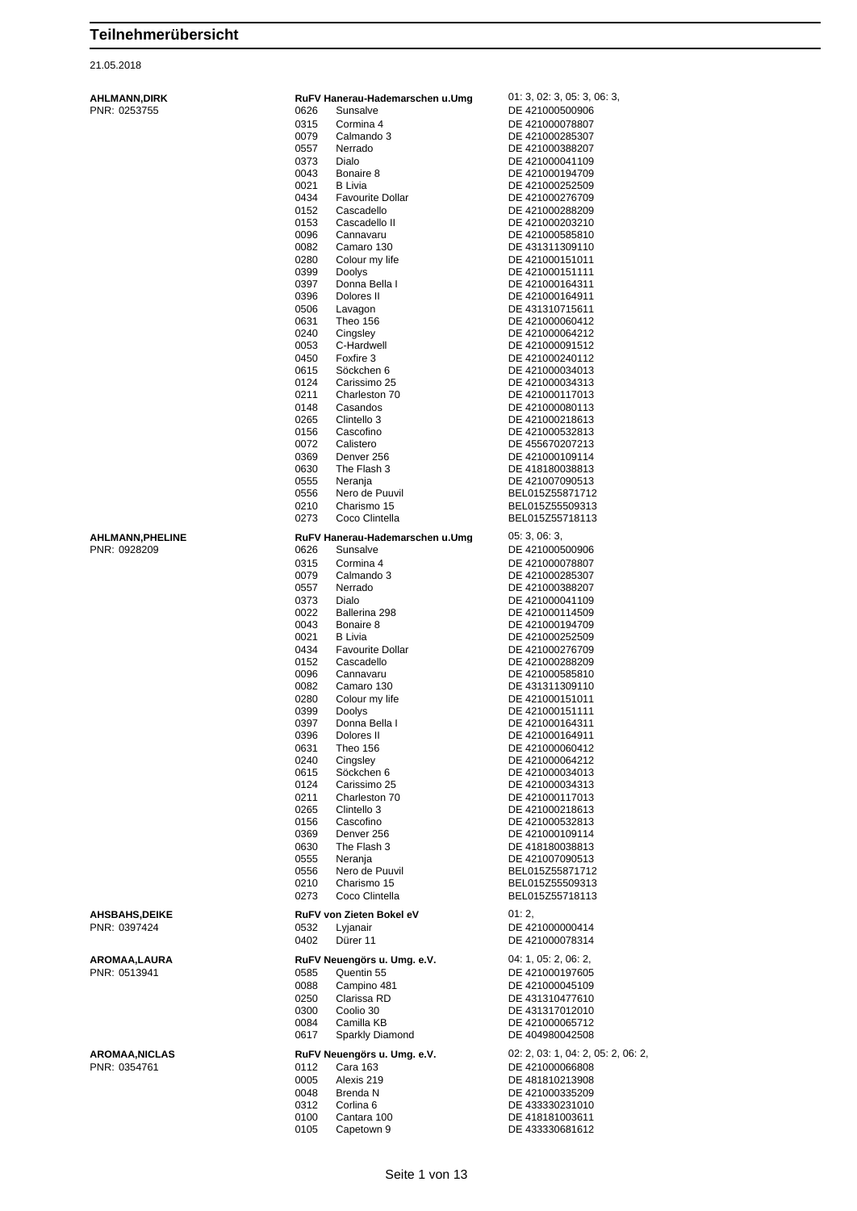# Teilnehmerübersicht

21.05.2018

**AHLMANN,DIRK**
PNR: 0253755

**RuFV Hanerau-Hademarschen u.Umg** — 01: 3, 02: 3, 05: 3, 06: 3,

| Nr. | Pferd | Lebensnummer |
|---|---|---|
| 0626 | Sunsalve | DE 421000500906 |
| 0315 | Cormina 4 | DE 421000078807 |
| 0079 | Calmando 3 | DE 421000285307 |
| 0557 | Nerrado | DE 421000388207 |
| 0373 | Dialo | DE 421000041109 |
| 0043 | Bonaire 8 | DE 421000194709 |
| 0021 | B Livia | DE 421000252509 |
| 0434 | Favourite Dollar | DE 421000276709 |
| 0152 | Cascadello | DE 421000288209 |
| 0153 | Cascadello II | DE 421000203210 |
| 0096 | Cannavaru | DE 421000585810 |
| 0082 | Camaro 130 | DE 431311309110 |
| 0280 | Colour my life | DE 421000151011 |
| 0399 | Doolys | DE 421000151111 |
| 0397 | Donna Bella I | DE 421000164311 |
| 0396 | Dolores II | DE 421000164911 |
| 0506 | Lavagon | DE 431310715611 |
| 0631 | Theo 156 | DE 421000060412 |
| 0240 | Cingsley | DE 421000064212 |
| 0053 | C-Hardwell | DE 421000091512 |
| 0450 | Foxfire 3 | DE 421000240112 |
| 0615 | Söckchen 6 | DE 421000034013 |
| 0124 | Carissimo 25 | DE 421000034313 |
| 0211 | Charleston 70 | DE 421000117013 |
| 0148 | Casandos | DE 421000080113 |
| 0265 | Clintello 3 | DE 421000218613 |
| 0156 | Cascofino | DE 421000532813 |
| 0072 | Calistero | DE 455670207213 |
| 0369 | Denver 256 | DE 421000109114 |
| 0630 | The Flash 3 | DE 418180038813 |
| 0555 | Neranja | DE 421007090513 |
| 0556 | Nero de Puuvil | BEL015Z55871712 |
| 0210 | Charismo 15 | BEL015Z55509313 |
| 0273 | Coco Clintella | BEL015Z55718113 |

**AHLMANN,PHELINE**
PNR: 0928209

**RuFV Hanerau-Hademarschen u.Umg** — 05: 3, 06: 3,

| Nr. | Pferd | Lebensnummer |
|---|---|---|
| 0626 | Sunsalve | DE 421000500906 |
| 0315 | Cormina 4 | DE 421000078807 |
| 0079 | Calmando 3 | DE 421000285307 |
| 0557 | Nerrado | DE 421000388207 |
| 0373 | Dialo | DE 421000041109 |
| 0022 | Ballerina 298 | DE 421000114509 |
| 0043 | Bonaire 8 | DE 421000194709 |
| 0021 | B Livia | DE 421000252509 |
| 0434 | Favourite Dollar | DE 421000276709 |
| 0152 | Cascadello | DE 421000288209 |
| 0096 | Cannavaru | DE 421000585810 |
| 0082 | Camaro 130 | DE 431311309110 |
| 0280 | Colour my life | DE 421000151011 |
| 0399 | Doolys | DE 421000151111 |
| 0397 | Donna Bella I | DE 421000164311 |
| 0396 | Dolores II | DE 421000164911 |
| 0631 | Theo 156 | DE 421000060412 |
| 0240 | Cingsley | DE 421000064212 |
| 0615 | Söckchen 6 | DE 421000034013 |
| 0124 | Carissimo 25 | DE 421000034313 |
| 0211 | Charleston 70 | DE 421000117013 |
| 0265 | Clintello 3 | DE 421000218613 |
| 0156 | Cascofino | DE 421000532813 |
| 0369 | Denver 256 | DE 421000109114 |
| 0630 | The Flash 3 | DE 418180038813 |
| 0555 | Neranja | DE 421007090513 |
| 0556 | Nero de Puuvil | BEL015Z55871712 |
| 0210 | Charismo 15 | BEL015Z55509313 |
| 0273 | Coco Clintella | BEL015Z55718113 |

**AHSBAHS,DEIKE**
PNR: 0397424

**RuFV von Zieten Bokel eV** — 01: 2,

| Nr. | Pferd | Lebensnummer |
|---|---|---|
| 0532 | Lyjanair | DE 421000000414 |
| 0402 | Dürer 11 | DE 421000078314 |

**AROMAA,LAURA**
PNR: 0513941

**RuFV Neuengörs u. Umg. e.V.** — 04: 1, 05: 2, 06: 2,

| Nr. | Pferd | Lebensnummer |
|---|---|---|
| 0585 | Quentin 55 | DE 421000197605 |
| 0088 | Campino 481 | DE 421000045109 |
| 0250 | Clarissa RD | DE 431310477610 |
| 0300 | Coolio 30 | DE 431317012010 |
| 0084 | Camilla KB | DE 421000065712 |
| 0617 | Sparkly Diamond | DE 404980042508 |

**AROMAA,NICLAS**
PNR: 0354761

**RuFV Neuengörs u. Umg. e.V.** — 02: 2, 03: 1, 04: 2, 05: 2, 06: 2,

| Nr. | Pferd | Lebensnummer |
|---|---|---|
| 0112 | Cara 163 | DE 421000066808 |
| 0005 | Alexis 219 | DE 481810213908 |
| 0048 | Brenda N | DE 421000335209 |
| 0312 | Corlina 6 | DE 433330231010 |
| 0100 | Cantara 100 | DE 418181003611 |
| 0105 | Capetown 9 | DE 433330681612 |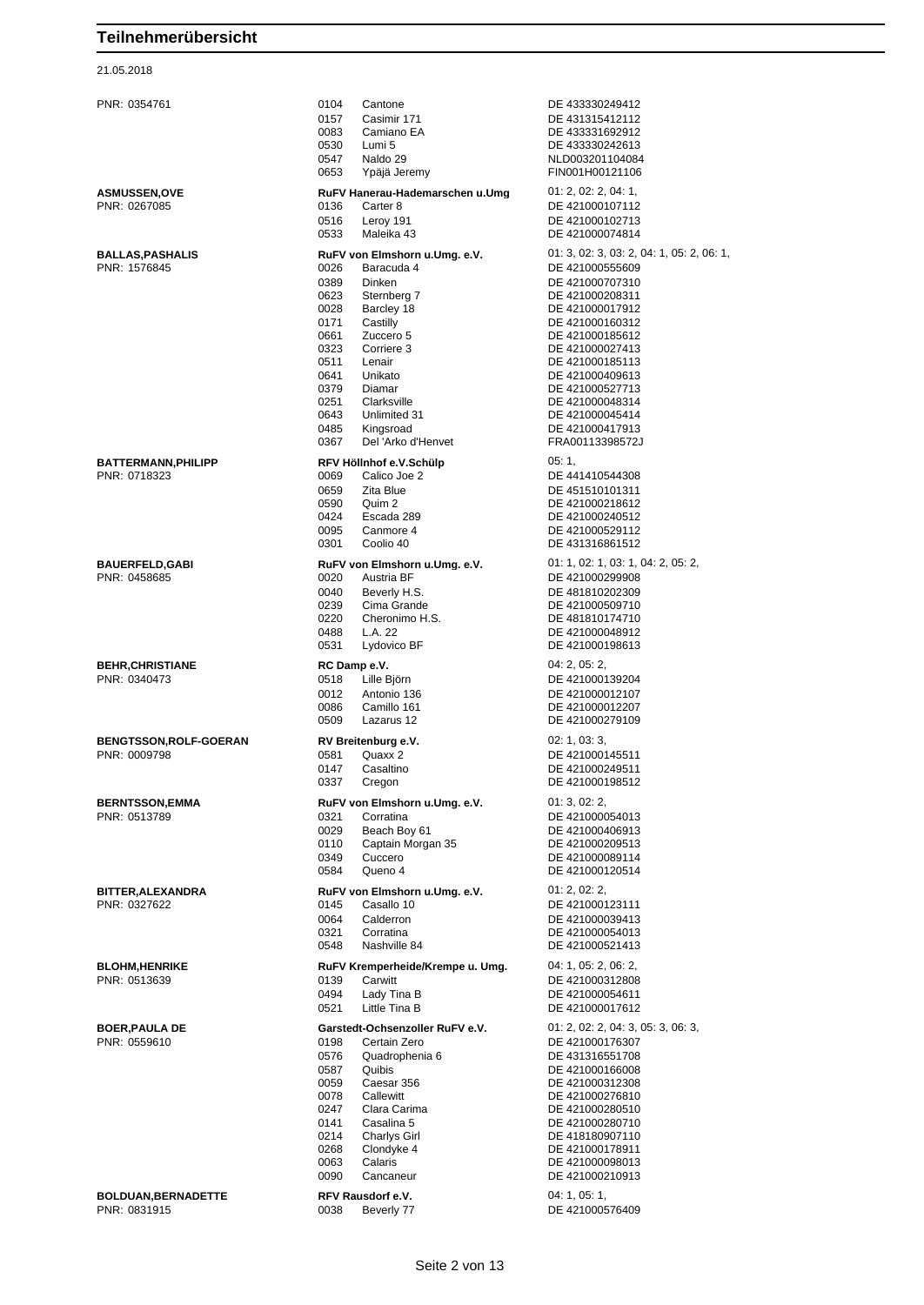# Teilnehmerübersicht

21.05.2018

PNR: 0354761

| Nr. | Pferd | Lebensnummer |
|---|---|---|
| 0104 | Cantone | DE 433330249412 |
| 0157 | Casimir 171 | DE 431315412112 |
| 0083 | Camiano EA | DE 433331692912 |
| 0530 | Lumi 5 | DE 433330242613 |
| 0547 | Naldo 29 | NLD003201104084 |
| 0653 | Ypäjä Jeremy | FIN001H00121106 |

**ASMUSSEN,OVE** — **RuFV Hanerau-Hademarschen u.Umg** — 01: 2, 02: 2, 04: 1,
PNR: 0267085

| Nr. | Pferd | Lebensnummer |
|---|---|---|
| 0136 | Carter 8 | DE 421000107112 |
| 0516 | Leroy 191 | DE 421000102713 |
| 0533 | Maleika 43 | DE 421000074814 |

**BALLAS,PASHALIS** — **RuFV von Elmshorn u.Umg. e.V.** — 01: 3, 02: 3, 03: 2, 04: 1, 05: 2, 06: 1,
PNR: 1576845

| Nr. | Pferd | Lebensnummer |
|---|---|---|
| 0026 | Baracuda 4 | DE 421000555609 |
| 0389 | Dinken | DE 421000707310 |
| 0623 | Sternberg 7 | DE 421000208311 |
| 0028 | Barcley 18 | DE 421000017912 |
| 0171 | Castilly | DE 421000160312 |
| 0661 | Zuccero 5 | DE 421000185612 |
| 0323 | Corriere 3 | DE 421000027413 |
| 0511 | Lenair | DE 421000185113 |
| 0641 | Unikato | DE 421000409613 |
| 0379 | Diamar | DE 421000527713 |
| 0251 | Clarksville | DE 421000048314 |
| 0643 | Unlimited 31 | DE 421000045414 |
| 0485 | Kingsroad | DE 421000417913 |
| 0367 | Del 'Arko d'Henvet | FRA00113398572J |

**BATTERMANN,PHILIPP** — **RFV Höllnhof e.V.Schülp** — 05: 1,
PNR: 0718323

| Nr. | Pferd | Lebensnummer |
|---|---|---|
| 0069 | Calico Joe 2 | DE 441410544308 |
| 0659 | Zita Blue | DE 451510101311 |
| 0590 | Quim 2 | DE 421000218612 |
| 0424 | Escada 289 | DE 421000240512 |
| 0095 | Canmore 4 | DE 421000529112 |
| 0301 | Coolio 40 | DE 431316861512 |

**BAUERFELD,GABI** — **RuFV von Elmshorn u.Umg. e.V.** — 01: 1, 02: 1, 03: 1, 04: 2, 05: 2,
PNR: 0458685

| Nr. | Pferd | Lebensnummer |
|---|---|---|
| 0020 | Austria BF | DE 421000299908 |
| 0040 | Beverly H.S. | DE 481810202309 |
| 0239 | Cima Grande | DE 421000509710 |
| 0220 | Cheronimo H.S. | DE 481810174710 |
| 0488 | L.A. 22 | DE 421000048912 |
| 0531 | Lydovico BF | DE 421000198613 |

**BEHR,CHRISTIANE** — **RC Damp e.V.** — 04: 2, 05: 2,
PNR: 0340473

| Nr. | Pferd | Lebensnummer |
|---|---|---|
| 0518 | Lille Björn | DE 421000139204 |
| 0012 | Antonio 136 | DE 421000012107 |
| 0086 | Camillo 161 | DE 421000012207 |
| 0509 | Lazarus 12 | DE 421000279109 |

**BENGTSSON,ROLF-GOERAN** — **RV Breitenburg e.V.** — 02: 1, 03: 3,
PNR: 0009798

| Nr. | Pferd | Lebensnummer |
|---|---|---|
| 0581 | Quaxx 2 | DE 421000145511 |
| 0147 | Casaltino | DE 421000249511 |
| 0337 | Cregon | DE 421000198512 |

**BERNTSSON,EMMA** — **RuFV von Elmshorn u.Umg. e.V.** — 01: 3, 02: 2,
PNR: 0513789

| Nr. | Pferd | Lebensnummer |
|---|---|---|
| 0321 | Corratina | DE 421000054013 |
| 0029 | Beach Boy 61 | DE 421000406913 |
| 0110 | Captain Morgan 35 | DE 421000209513 |
| 0349 | Cuccero | DE 421000089114 |
| 0584 | Queno 4 | DE 421000120514 |

**BITTER,ALEXANDRA** — **RuFV von Elmshorn u.Umg. e.V.** — 01: 2, 02: 2,
PNR: 0327622

| Nr. | Pferd | Lebensnummer |
|---|---|---|
| 0145 | Casallo 10 | DE 421000123111 |
| 0064 | Calderron | DE 421000039413 |
| 0321 | Corratina | DE 421000054013 |
| 0548 | Nashville 84 | DE 421000521413 |

**BLOHM,HENRIKE** — **RuFV Kremperheide/Krempe u. Umg.** — 04: 1, 05: 2, 06: 2,
PNR: 0513639

| Nr. | Pferd | Lebensnummer |
|---|---|---|
| 0139 | Carwitt | DE 421000312808 |
| 0494 | Lady Tina B | DE 421000054611 |
| 0521 | Little Tina B | DE 421000017612 |

**BOER,PAULA DE** — **Garstedt-Ochsenzoller RuFV e.V.** — 01: 2, 02: 2, 04: 3, 05: 3, 06: 3,
PNR: 0559610

| Nr. | Pferd | Lebensnummer |
|---|---|---|
| 0198 | Certain Zero | DE 421000176307 |
| 0576 | Quadrophenia 6 | DE 431316551708 |
| 0587 | Quibis | DE 421000166008 |
| 0059 | Caesar 356 | DE 421000312308 |
| 0078 | Callewitt | DE 421000276810 |
| 0247 | Clara Carima | DE 421000280510 |
| 0141 | Casalina 5 | DE 421000280710 |
| 0214 | Charlys Girl | DE 418180907110 |
| 0268 | Clondyke 4 | DE 421000178911 |
| 0063 | Calaris | DE 421000098013 |
| 0090 | Cancaneur | DE 421000210913 |

**BOLDUAN,BERNADETTE** — **RFV Rausdorf e.V.** — 04: 1, 05: 1,
PNR: 0831915

| Nr. | Pferd | Lebensnummer |
|---|---|---|
| 0038 | Beverly 77 | DE 421000576409 |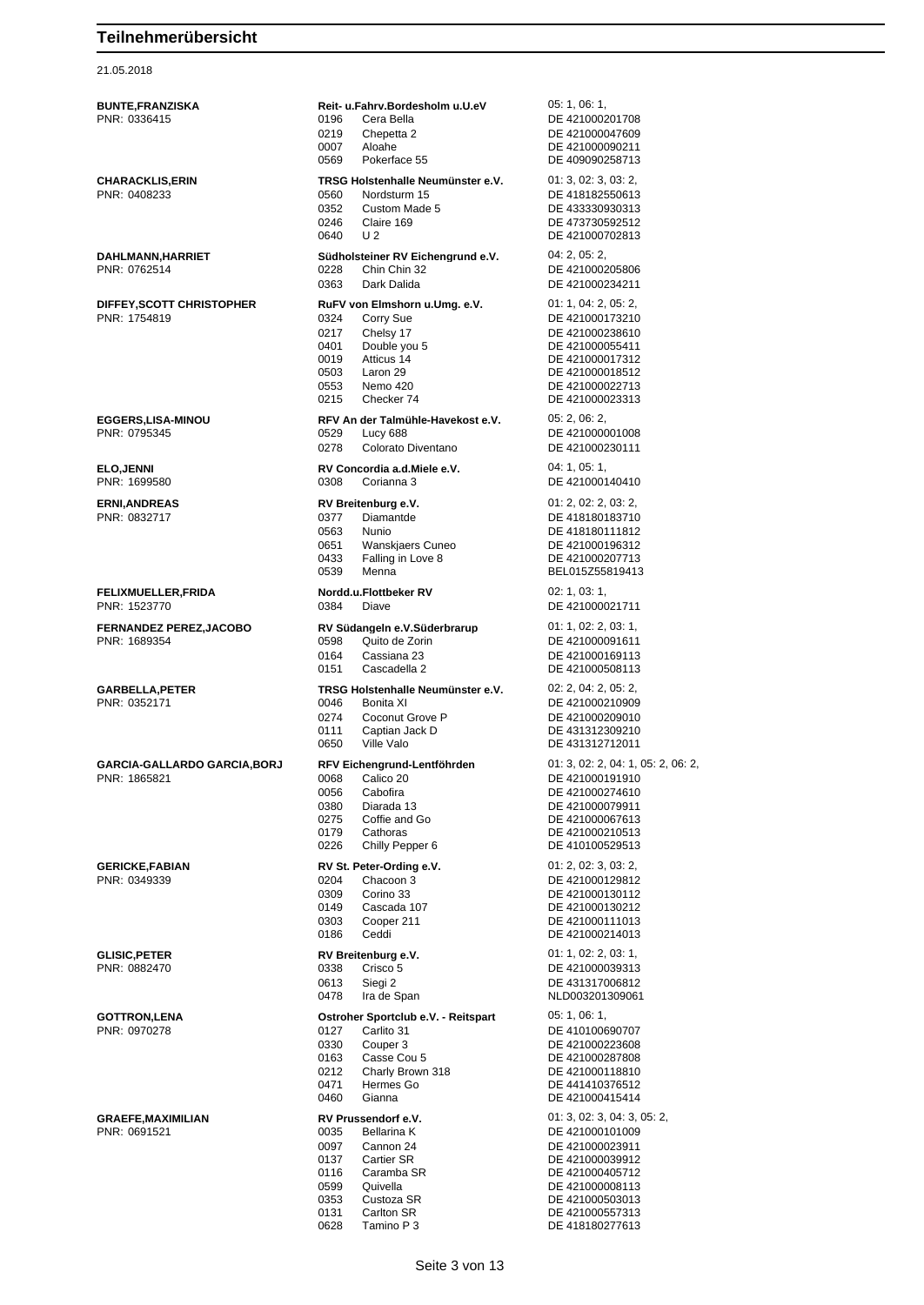# Teilnehmerübersicht

21.05.2018

| Teilnehmer | Nr. | Verein / Pferd | Startplätze / Lebensnummer |
|---|---|---|---|
| **BUNTE,FRANZISKA** | | **Reit- u.Fahrv.Bordesholm u.U.eV** | 05: 1, 06: 1, |
| PNR: 0336415 | 0196 | Cera Bella | DE 421000201708 |
| | 0219 | Chepetta 2 | DE 421000047609 |
| | 0007 | Aloahe | DE 421000090211 |
| | 0569 | Pokerface 55 | DE 409090258713 |
| **CHARACKLIS,ERIN** | | **TRSG Holstenhalle Neumünster e.V.** | 01: 3, 02: 3, 03: 2, |
| PNR: 0408233 | 0560 | Nordsturm 15 | DE 418182550613 |
| | 0352 | Custom Made 5 | DE 433330930313 |
| | 0246 | Claire 169 | DE 473730592512 |
| | 0640 | U 2 | DE 421000702813 |
| **DAHLMANN,HARRIET** | | **Südholsteiner RV Eichengrund e.V.** | 04: 2, 05: 2, |
| PNR: 0762514 | 0228 | Chin Chin 32 | DE 421000205806 |
| | 0363 | Dark Dalida | DE 421000234211 |
| **DIFFEY,SCOTT CHRISTOPHER** | | **RuFV von Elmshorn u.Umg. e.V.** | 01: 1, 04: 2, 05: 2, |
| PNR: 1754819 | 0324 | Corry Sue | DE 421000173210 |
| | 0217 | Chelsy 17 | DE 421000238610 |
| | 0401 | Double you 5 | DE 421000055411 |
| | 0019 | Atticus 14 | DE 421000017312 |
| | 0503 | Laron 29 | DE 421000018512 |
| | 0553 | Nemo 420 | DE 421000022713 |
| | 0215 | Checker 74 | DE 421000023313 |
| **EGGERS,LISA-MINOU** | | **RFV An der Talmühle-Havekost e.V.** | 05: 2, 06: 2, |
| PNR: 0795345 | 0529 | Lucy 688 | DE 421000001008 |
| | 0278 | Colorato Diventano | DE 421000230111 |
| **ELO,JENNI** | | **RV Concordia a.d.Miele e.V.** | 04: 1, 05: 1, |
| PNR: 1699580 | 0308 | Corianna 3 | DE 421000140410 |
| **ERNI,ANDREAS** | | **RV Breitenburg e.V.** | 01: 2, 02: 2, 03: 2, |
| PNR: 0832717 | 0377 | Diamantde | DE 418180183710 |
| | 0563 | Nunio | DE 418180111812 |
| | 0651 | Wanskjaers Cuneo | DE 421000196312 |
| | 0433 | Falling in Love 8 | DE 421000207713 |
| | 0539 | Menna | BEL015Z55819413 |
| **FELIXMUELLER,FRIDA** | | **Nordd.u.Flottbeker RV** | 02: 1, 03: 1, |
| PNR: 1523770 | 0384 | Diave | DE 421000021711 |
| **FERNANDEZ PEREZ,JACOBO** | | **RV Südangeln e.V.Süderbrarup** | 01: 1, 02: 2, 03: 1, |
| PNR: 1689354 | 0598 | Quito de Zorin | DE 421000091611 |
| | 0164 | Cassiana 23 | DE 421000169113 |
| | 0151 | Cascadella 2 | DE 421000508113 |
| **GARBELLA,PETER** | | **TRSG Holstenhalle Neumünster e.V.** | 02: 2, 04: 2, 05: 2, |
| PNR: 0352171 | 0046 | Bonita XI | DE 421000210909 |
| | 0274 | Coconut Grove P | DE 421000209010 |
| | 0111 | Captian Jack D | DE 431312309210 |
| | 0650 | Ville Valo | DE 431312712011 |
| **GARCIA-GALLARDO GARCIA,BORJ** | | **RFV Eichengrund-Lentföhrden** | 01: 3, 02: 2, 04: 1, 05: 2, 06: 2, |
| PNR: 1865821 | 0068 | Calico 20 | DE 421000191910 |
| | 0056 | Cabofira | DE 421000274610 |
| | 0380 | Diarada 13 | DE 421000079911 |
| | 0275 | Coffie and Go | DE 421000067613 |
| | 0179 | Cathoras | DE 421000210513 |
| | 0226 | Chilly Pepper 6 | DE 410100529513 |
| **GERICKE,FABIAN** | | **RV St. Peter-Ording e.V.** | 01: 2, 02: 3, 03: 2, |
| PNR: 0349339 | 0204 | Chacoon 3 | DE 421000129812 |
| | 0309 | Corino 33 | DE 421000130112 |
| | 0149 | Cascada 107 | DE 421000130212 |
| | 0303 | Cooper 211 | DE 421000111013 |
| | 0186 | Ceddi | DE 421000214013 |
| **GLISIC,PETER** | | **RV Breitenburg e.V.** | 01: 1, 02: 2, 03: 1, |
| PNR: 0882470 | 0338 | Crisco 5 | DE 421000039313 |
| | 0613 | Siegi 2 | DE 431317006812 |
| | 0478 | Ira de Span | NLD003201309061 |
| **GOTTRON,LENA** | | **Ostroher Sportclub e.V. - Reitspart** | 05: 1, 06: 1, |
| PNR: 0970278 | 0127 | Carlito 31 | DE 410100690707 |
| | 0330 | Couper 3 | DE 421000223608 |
| | 0163 | Casse Cou 5 | DE 421000287808 |
| | 0212 | Charly Brown 318 | DE 421000118810 |
| | 0471 | Hermes Go | DE 441410376512 |
| | 0460 | Gianna | DE 421000415414 |
| **GRAEFE,MAXIMILIAN** | | **RV Prussendorf e.V.** | 01: 3, 02: 3, 04: 3, 05: 2, |
| PNR: 0691521 | 0035 | Bellarina K | DE 421000101009 |
| | 0097 | Cannon 24 | DE 421000023911 |
| | 0137 | Cartier SR | DE 421000039912 |
| | 0116 | Caramba SR | DE 421000405712 |
| | 0599 | Quivella | DE 421000008113 |
| | 0353 | Custoza SR | DE 421000503013 |
| | 0131 | Carlton SR | DE 421000557313 |
| | 0628 | Tamino P 3 | DE 418180277613 |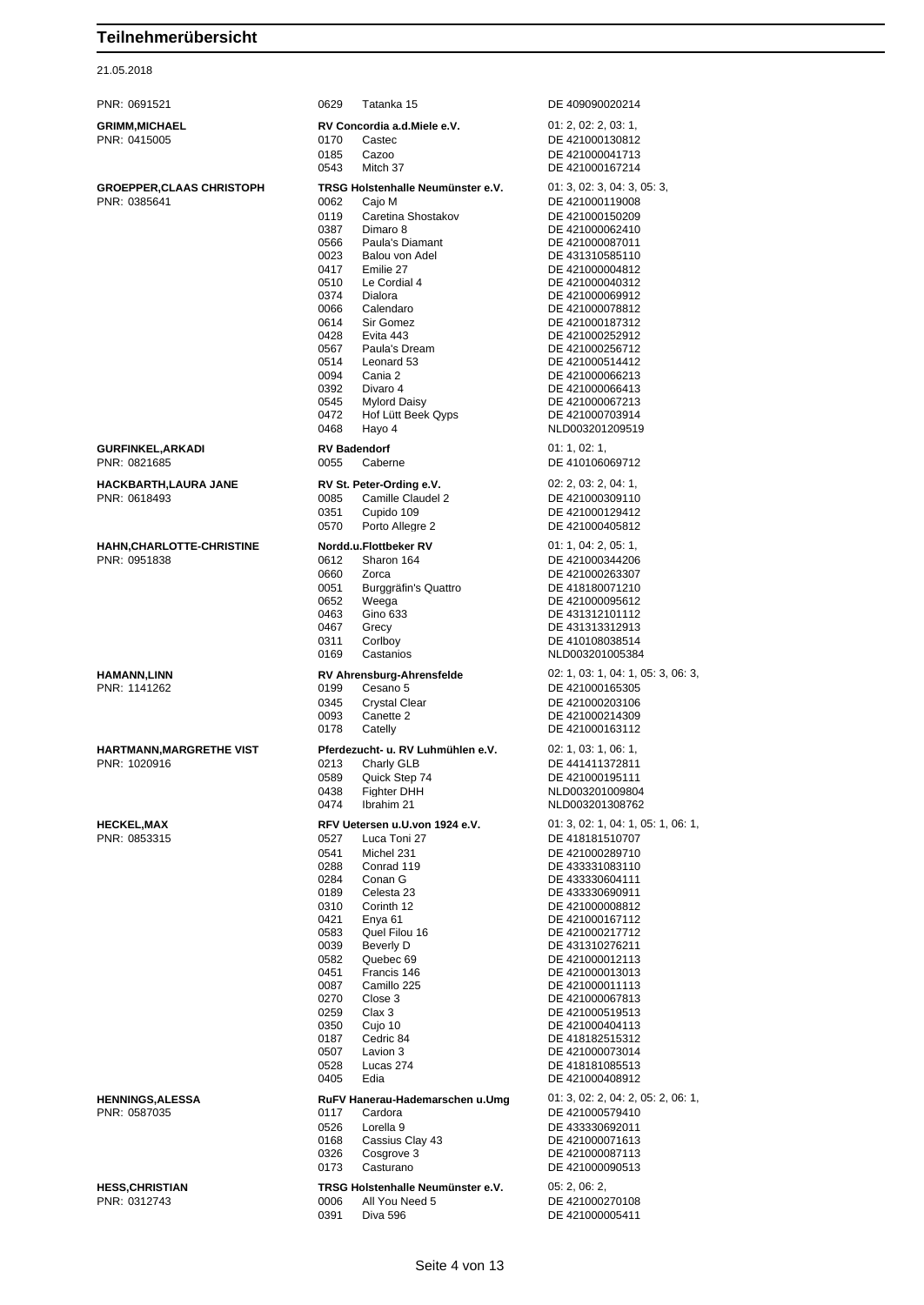# Teilnehmerübersicht

21.05.2018

| Teilnehmer | Verein / Nr. | Pferd | Prüfungen / Lebensnummer |
|---|---|---|---|
| PNR: 0691521 | 0629 | Tatanka 15 | DE 409090020214 |
| **GRIMM,MICHAEL** | **RV Concordia a.d.Miele e.V.** | | 01: 2, 02: 2, 03: 1, |
| PNR: 0415005 | 0170 | Castec | DE 421000130812 |
| | 0185 | Cazoo | DE 421000041713 |
| | 0543 | Mitch 37 | DE 421000167214 |
| **GROEPPER,CLAAS CHRISTOPH** | **TRSG Holstenhalle Neumünster e.V.** | | 01: 3, 02: 3, 04: 3, 05: 3, |
| PNR: 0385641 | 0062 | Cajo M | DE 421000119008 |
| | 0119 | Caretina Shostakov | DE 421000150209 |
| | 0387 | Dimaro 8 | DE 421000062410 |
| | 0566 | Paula's Diamant | DE 421000087011 |
| | 0023 | Balou von Adel | DE 431310585110 |
| | 0417 | Emilie 27 | DE 421000004812 |
| | 0510 | Le Cordial 4 | DE 421000040312 |
| | 0374 | Dialora | DE 421000069912 |
| | 0066 | Calendaro | DE 421000078812 |
| | 0614 | Sir Gomez | DE 421000187312 |
| | 0428 | Evita 443 | DE 421000252912 |
| | 0567 | Paula's Dream | DE 421000256712 |
| | 0514 | Leonard 53 | DE 421000514412 |
| | 0094 | Cania 2 | DE 421000066213 |
| | 0392 | Divaro 4 | DE 421000066413 |
| | 0545 | Mylord Daisy | DE 421000067213 |
| | 0472 | Hof Lütt Beek Qyps | DE 421000703914 |
| | 0468 | Hayo 4 | NLD003201209519 |
| **GURFINKEL,ARKADI** | **RV Badendorf** | | 01: 1, 02: 1, |
| PNR: 0821685 | 0055 | Caberne | DE 410106069712 |
| **HACKBARTH,LAURA JANE** | **RV St. Peter-Ording e.V.** | | 02: 2, 03: 2, 04: 1, |
| PNR: 0618493 | 0085 | Camille Claudel 2 | DE 421000309110 |
| | 0351 | Cupido 109 | DE 421000129412 |
| | 0570 | Porto Allegre 2 | DE 421000405812 |
| **HAHN,CHARLOTTE-CHRISTINE** | **Nordd.u.Flottbeker RV** | | 01: 1, 04: 2, 05: 1, |
| PNR: 0951838 | 0612 | Sharon 164 | DE 421000344206 |
| | 0660 | Zorca | DE 421000263307 |
| | 0051 | Burggräfin's Quattro | DE 418180071210 |
| | 0652 | Weega | DE 421000095612 |
| | 0463 | Gino 633 | DE 431312101112 |
| | 0467 | Grecy | DE 431313312913 |
| | 0311 | Corlboy | DE 410108038514 |
| | 0169 | Castanios | NLD003201005384 |
| **HAMANN,LINN** | **RV Ahrensburg-Ahrensfelde** | | 02: 1, 03: 1, 04: 1, 05: 3, 06: 3, |
| PNR: 1141262 | 0199 | Cesano 5 | DE 421000165305 |
| | 0345 | Crystal Clear | DE 421000203106 |
| | 0093 | Canette 2 | DE 421000214309 |
| | 0178 | Catelly | DE 421000163112 |
| **HARTMANN,MARGRETHE VIST** | **Pferdezucht- u. RV Luhmühlen e.V.** | | 02: 1, 03: 1, 06: 1, |
| PNR: 1020916 | 0213 | Charly GLB | DE 441411372811 |
| | 0589 | Quick Step 74 | DE 421000195111 |
| | 0438 | Fighter DHH | NLD003201009804 |
| | 0474 | Ibrahim 21 | NLD003201308762 |
| **HECKEL,MAX** | **RFV Uetersen u.U.von 1924 e.V.** | | 01: 3, 02: 1, 04: 1, 05: 1, 06: 1, |
| PNR: 0853315 | 0527 | Luca Toni 27 | DE 418181510707 |
| | 0541 | Michel 231 | DE 421000289710 |
| | 0288 | Conrad 119 | DE 433331083110 |
| | 0284 | Conan G | DE 433330604111 |
| | 0189 | Celesta 23 | DE 433330690911 |
| | 0310 | Corinth 12 | DE 421000008812 |
| | 0421 | Enya 61 | DE 421000167112 |
| | 0583 | Quel Filou 16 | DE 421000217712 |
| | 0039 | Beverly D | DE 431310276211 |
| | 0582 | Quebec 69 | DE 421000012113 |
| | 0451 | Francis 146 | DE 421000013013 |
| | 0087 | Camillo 225 | DE 421000011113 |
| | 0270 | Close 3 | DE 421000067813 |
| | 0259 | Clax 3 | DE 421000519513 |
| | 0350 | Cujo 10 | DE 421000404113 |
| | 0187 | Cedric 84 | DE 418182515312 |
| | 0507 | Lavion 3 | DE 421000073014 |
| | 0528 | Lucas 274 | DE 418181085513 |
| | 0405 | Edia | DE 421000408912 |
| **HENNINGS,ALESSA** | **RuFV Hanerau-Hademarschen u.Umg** | | 01: 3, 02: 2, 04: 2, 05: 2, 06: 1, |
| PNR: 0587035 | 0117 | Cardora | DE 421000579410 |
| | 0526 | Lorella 9 | DE 433330692011 |
| | 0168 | Cassius Clay 43 | DE 421000071613 |
| | 0326 | Cosgrove 3 | DE 421000087113 |
| | 0173 | Casturano | DE 421000090513 |
| **HESS,CHRISTIAN** | **TRSG Holstenhalle Neumünster e.V.** | | 05: 2, 06: 2, |
| PNR: 0312743 | 0006 | All You Need 5 | DE 421000270108 |
| | 0391 | Diva 596 | DE 421000005411 |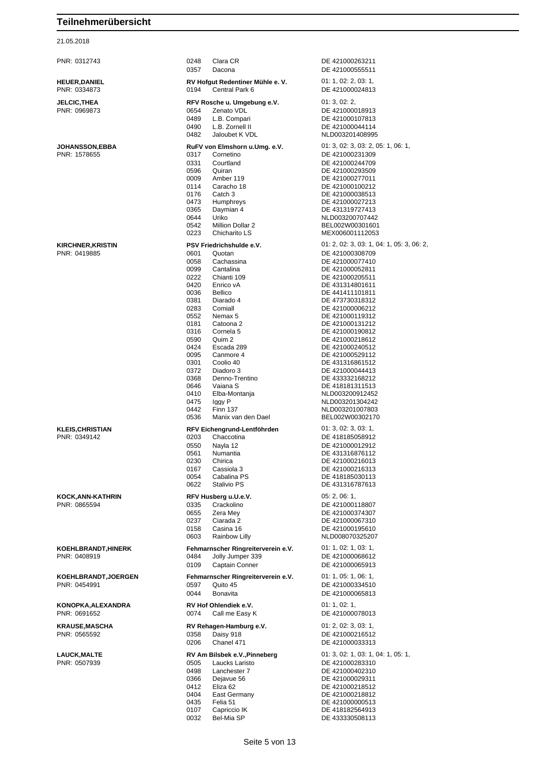# Teilnehmerübersicht

21.05.2018

| Teilnehmer | Verein / Pferd | Startnummern / Lebensnummer |
|---|---|---|
| PNR: 0312743 | 0248 Clara CR | DE 421000263211 |
| | 0357 Dacona | DE 421000555511 |
| **HEUER,DANIEL** | **RV Hofgut Redentiner Mühle e. V.** | 01: 1, 02: 2, 03: 1, |
| PNR: 0334873 | 0194 Central Park 6 | DE 421000024813 |
| **JELCIC,THEA** | **RFV Rosche u. Umgebung e.V.** | 01: 3, 02: 2, |
| PNR: 0969873 | 0654 Zenato VDL | DE 421000018913 |
| | 0489 L.B. Compari | DE 421000107813 |
| | 0490 L.B. Zornell II | DE 421000044114 |
| | 0482 Jaloubet K VDL | NLD003201408995 |
| **JOHANSSON,EBBA** | **RuFV von Elmshorn u.Umg. e.V.** | 01: 3, 02: 3, 03: 2, 05: 1, 06: 1, |
| PNR: 1578655 | 0317 Cornetino | DE 421000231309 |
| | 0331 Courtland | DE 421000244709 |
| | 0596 Quiran | DE 421000293509 |
| | 0009 Amber 119 | DE 421000277011 |
| | 0114 Caracho 18 | DE 421000100212 |
| | 0176 Catch 3 | DE 421000038513 |
| | 0473 Humphreys | DE 421000027213 |
| | 0365 Daymian 4 | DE 431319727413 |
| | 0644 Uriko | NLD003200707442 |
| | 0542 Million Dollar 2 | BEL002W00301601 |
| | 0223 Chicharito LS | MEX006001112053 |
| **KIRCHNER,KRISTIN** | **PSV Friedrichshulde e.V.** | 01: 2, 02: 3, 03: 1, 04: 1, 05: 3, 06: 2, |
| PNR: 0419885 | 0601 Quotan | DE 421000308709 |
| | 0058 Cachassina | DE 421000077410 |
| | 0099 Cantalina | DE 421000052811 |
| | 0222 Chianti 109 | DE 421000205511 |
| | 0420 Enrico vA | DE 431314801611 |
| | 0036 Bellico | DE 441411101811 |
| | 0381 Diarado 4 | DE 473730318312 |
| | 0283 Comiall | DE 421000006212 |
| | 0552 Nemax 5 | DE 421000119312 |
| | 0181 Catoona 2 | DE 421000131212 |
| | 0316 Cornela 5 | DE 421000190812 |
| | 0590 Quim 2 | DE 421000218612 |
| | 0424 Escada 289 | DE 421000240512 |
| | 0095 Canmore 4 | DE 421000529112 |
| | 0301 Coolio 40 | DE 431316861512 |
| | 0372 Diadoro 3 | DE 421000044413 |
| | 0368 Denno-Trentino | DE 433332168212 |
| | 0646 Vaiana S | DE 418181311513 |
| | 0410 Elba-Montanja | NLD003200912452 |
| | 0475 Iggy P | NLD003201304242 |
| | 0442 Finn 137 | NLD003201007803 |
| | 0536 Manix van den Dael | BEL002W00302170 |
| **KLEIS,CHRISTIAN** | **RFV Eichengrund-Lentföhrden** | 01: 3, 02: 3, 03: 1, |
| PNR: 0349142 | 0203 Chaccotina | DE 418185058912 |
| | 0550 Nayla 12 | DE 421000012912 |
| | 0561 Numantia | DE 431316876112 |
| | 0230 Chirica | DE 421000216013 |
| | 0167 Cassiola 3 | DE 421000216313 |
| | 0054 Cabalina PS | DE 418185030113 |
| | 0622 Stalivio PS | DE 431316787613 |
| **KOCK,ANN-KATHRIN** | **RFV Husberg u.U.e.V.** | 05: 2, 06: 1, |
| PNR: 0865594 | 0335 Crackolino | DE 421000118807 |
| | 0655 Zera Mey | DE 421000374307 |
| | 0237 Ciarada 2 | DE 421000067310 |
| | 0158 Casina 16 | DE 421000195610 |
| | 0603 Rainbow Lilly | NLD008070325207 |
| **KOEHLBRANDT,HINERK** | **Fehmarnscher Ringreiterverein e.V.** | 01: 1, 02: 1, 03: 1, |
| PNR: 0408919 | 0484 Jolly Jumper 339 | DE 421000068612 |
| | 0109 Captain Conner | DE 421000065913 |
| **KOEHLBRANDT,JOERGEN** | **Fehmarnscher Ringreiterverein e.V.** | 01: 1, 05: 1, 06: 1, |
| PNR: 0454991 | 0597 Quito 45 | DE 421000334510 |
| | 0044 Bonavita | DE 421000065813 |
| **KONOPKA,ALEXANDRA** | **RV Hof Ohlendiek e.V.** | 01: 1, 02: 1, |
| PNR: 0691652 | 0074 Call me Easy K | DE 421000078013 |
| **KRAUSE,MASCHA** | **RV Rehagen-Hamburg e.V.** | 01: 2, 02: 3, 03: 1, |
| PNR: 0565592 | 0358 Daisy 918 | DE 421000216512 |
| | 0206 Chanel 471 | DE 421000033313 |
| **LAUCK,MALTE** | **RV Am Bilsbek e.V.,Pinneberg** | 01: 3, 02: 1, 03: 1, 04: 1, 05: 1, |
| PNR: 0507939 | 0505 Laucks Laristo | DE 421000283310 |
| | 0498 Lanchester 7 | DE 421000402310 |
| | 0366 Dejavue 56 | DE 421000029311 |
| | 0412 Eliza 62 | DE 421000218512 |
| | 0404 East Germany | DE 421000218812 |
| | 0435 Felia 51 | DE 421000000513 |
| | 0107 Capriccio IK | DE 418182564913 |
| | 0032 Bel-Mia SP | DE 433330508113 |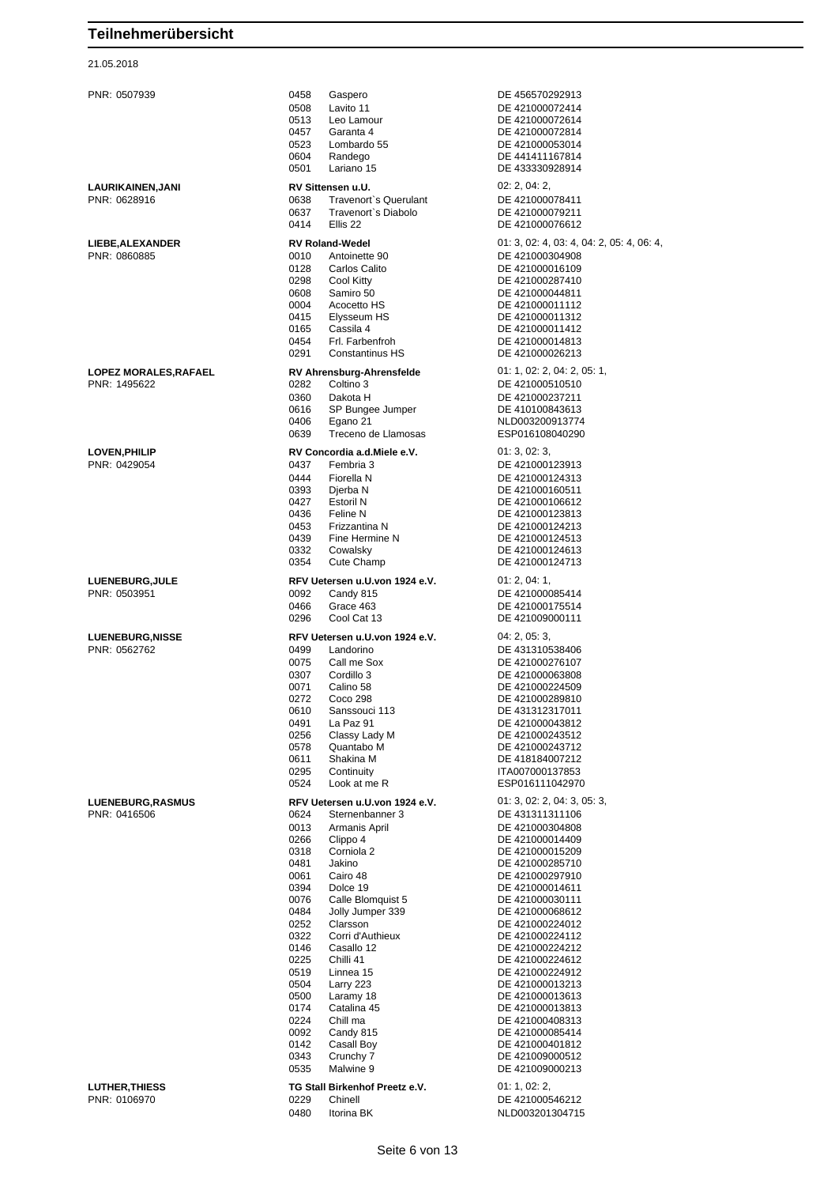# Teilnehmerübersicht

21.05.2018

| Teilnehmer | Verein / Nr. | Pferd | Info |
|---|---|---|---|
| PNR: 0507939 | 0458 | Gaspero | DE 456570292913 |
| | 0508 | Lavito 11 | DE 421000072414 |
| | 0513 | Leo Lamour | DE 421000072614 |
| | 0457 | Garanta 4 | DE 421000072814 |
| | 0523 | Lombardo 55 | DE 421000053014 |
| | 0604 | Randego | DE 441411167814 |
| | 0501 | Lariano 15 | DE 433330928914 |
| **LAURIKAINEN,JANI** | **RV Sittensen u.U.** | | 02: 2, 04: 2, |
| PNR: 0628916 | 0638 | Travenort`s Querulant | DE 421000078411 |
| | 0637 | Travenort`s Diabolo | DE 421000079211 |
| | 0414 | Ellis 22 | DE 421000076612 |
| **LIEBE,ALEXANDER** | **RV Roland-Wedel** | | 01: 3, 02: 4, 03: 4, 04: 2, 05: 4, 06: 4, |
| PNR: 0860885 | 0010 | Antoinette 90 | DE 421000304908 |
| | 0128 | Carlos Calito | DE 421000016109 |
| | 0298 | Cool Kitty | DE 421000287410 |
| | 0608 | Samiro 50 | DE 421000044811 |
| | 0004 | Acocetto HS | DE 421000011112 |
| | 0415 | Elysseum HS | DE 421000011312 |
| | 0165 | Cassila 4 | DE 421000011412 |
| | 0454 | Frl. Farbenfroh | DE 421000014813 |
| | 0291 | Constantinus HS | DE 421000026213 |
| **LOPEZ MORALES,RAFAEL** | **RV Ahrensburg-Ahrensfelde** | | 01: 1, 02: 2, 04: 2, 05: 1, |
| PNR: 1495622 | 0282 | Coltino 3 | DE 421000510510 |
| | 0360 | Dakota H | DE 421000237211 |
| | 0616 | SP Bungee Jumper | DE 410100843613 |
| | 0406 | Egano 21 | NLD003200913774 |
| | 0639 | Treceno de Llamosas | ESP016108040290 |
| **LOVEN,PHILIP** | **RV Concordia a.d.Miele e.V.** | | 01: 3, 02: 3, |
| PNR: 0429054 | 0437 | Fembria 3 | DE 421000123913 |
| | 0444 | Fiorella N | DE 421000124313 |
| | 0393 | Djerba N | DE 421000160511 |
| | 0427 | Estoril N | DE 421000106612 |
| | 0436 | Feline N | DE 421000123813 |
| | 0453 | Frizzantina N | DE 421000124213 |
| | 0439 | Fine Hermine N | DE 421000124513 |
| | 0332 | Cowalsky | DE 421000124613 |
| | 0354 | Cute Champ | DE 421000124713 |
| **LUENEBURG,JULE** | **RFV Uetersen u.U.von 1924 e.V.** | | 01: 2, 04: 1, |
| PNR: 0503951 | 0092 | Candy 815 | DE 421000085414 |
| | 0466 | Grace 463 | DE 421000175514 |
| | 0296 | Cool Cat 13 | DE 421009000111 |
| **LUENEBURG,NISSE** | **RFV Uetersen u.U.von 1924 e.V.** | | 04: 2, 05: 3, |
| PNR: 0562762 | 0499 | Landorino | DE 431310538406 |
| | 0075 | Call me Sox | DE 421000276107 |
| | 0307 | Cordillo 3 | DE 421000063808 |
| | 0071 | Calino 58 | DE 421000224509 |
| | 0272 | Coco 298 | DE 421000289810 |
| | 0610 | Sanssouci 113 | DE 431312317011 |
| | 0491 | La Paz 91 | DE 421000043812 |
| | 0256 | Classy Lady M | DE 421000243512 |
| | 0578 | Quantabo M | DE 421000243712 |
| | 0611 | Shakina M | DE 418184007212 |
| | 0295 | Continuity | ITA007000137853 |
| | 0524 | Look at me R | ESP016111042970 |
| **LUENEBURG,RASMUS** | **RFV Uetersen u.U.von 1924 e.V.** | | 01: 3, 02: 2, 04: 3, 05: 3, |
| PNR: 0416506 | 0624 | Sternenbanner 3 | DE 431311311106 |
| | 0013 | Armanis April | DE 421000304808 |
| | 0266 | Clippo 4 | DE 421000014409 |
| | 0318 | Corniola 2 | DE 421000015209 |
| | 0481 | Jakino | DE 421000285710 |
| | 0061 | Cairo 48 | DE 421000297910 |
| | 0394 | Dolce 19 | DE 421000014611 |
| | 0076 | Calle Blomquist 5 | DE 421000030111 |
| | 0484 | Jolly Jumper 339 | DE 421000068612 |
| | 0252 | Clarsson | DE 421000224012 |
| | 0322 | Corri d'Authieux | DE 421000224112 |
| | 0146 | Casallo 12 | DE 421000224212 |
| | 0225 | Chilli 41 | DE 421000224612 |
| | 0519 | Linnea 15 | DE 421000224912 |
| | 0504 | Larry 223 | DE 421000013213 |
| | 0500 | Laramy 18 | DE 421000013613 |
| | 0174 | Catalina 45 | DE 421000013813 |
| | 0224 | Chill ma | DE 421000408313 |
| | 0092 | Candy 815 | DE 421000085414 |
| | 0142 | Casall Boy | DE 421000401812 |
| | 0343 | Crunchy 7 | DE 421009000512 |
| | 0535 | Malwine 9 | DE 421009000213 |
| **LUTHER,THIESS** | **TG Stall Birkenhof Preetz e.V.** | | 01: 1, 02: 2, |
| PNR: 0106970 | 0229 | Chinell | DE 421000546212 |
| | 0480 | Itorina BK | NLD003201304715 |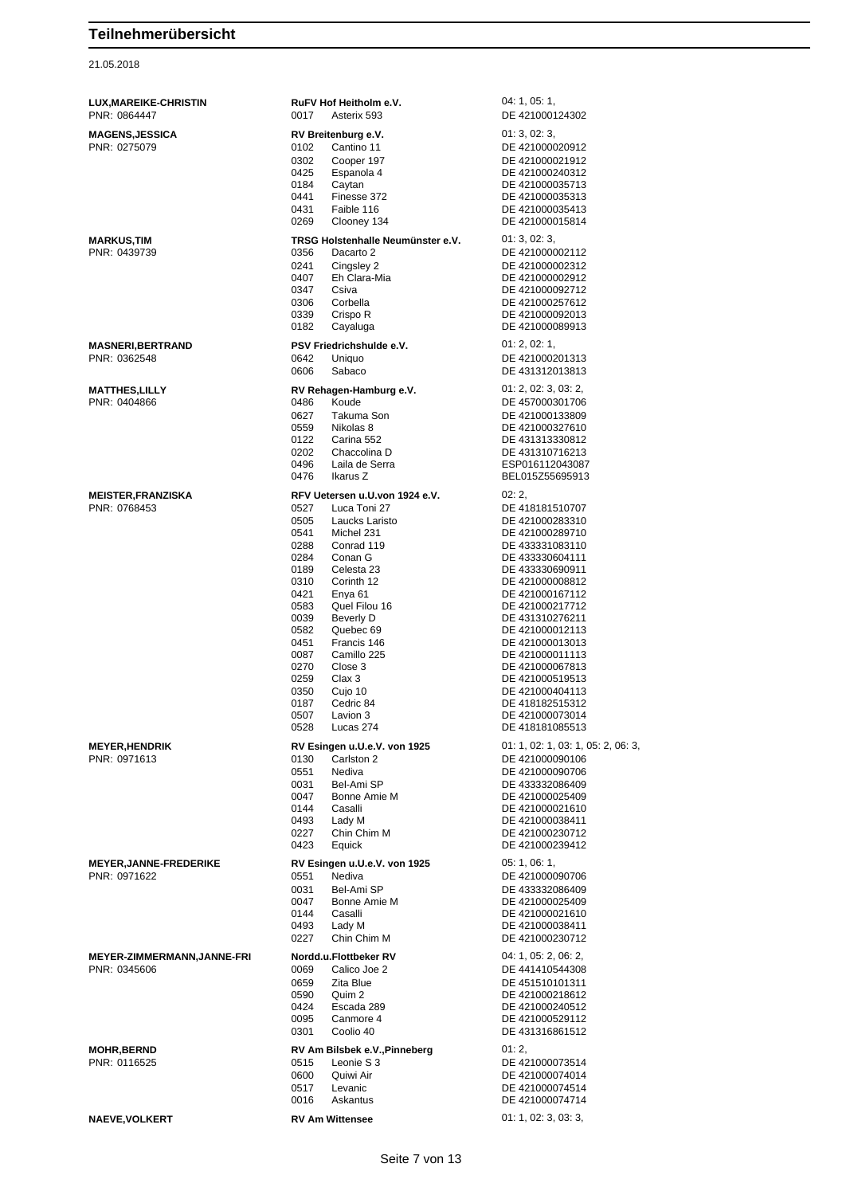# Teilnehmerübersicht

21.05.2018

| Teilnehmer | Verein / Pferde | Prüfungen / Pferdenummer |
|---|---|---|
| **LUX,MAREIKE-CHRISTIN** | **RuFV Hof Heitholm e.V.** | 04: 1, 05: 1, |
| PNR: 0864447 | 0017 Asterix 593 | DE 421000124302 |
| **MAGENS,JESSICA** | **RV Breitenburg e.V.** | 01: 3, 02: 3, |
| PNR: 0275079 | 0102 Cantino 11 | DE 421000020912 |
| | 0302 Cooper 197 | DE 421000021912 |
| | 0425 Espanola 4 | DE 421000240312 |
| | 0184 Caytan | DE 421000035713 |
| | 0441 Finesse 372 | DE 421000035313 |
| | 0431 Faible 116 | DE 421000035413 |
| | 0269 Clooney 134 | DE 421000015814 |
| **MARKUS,TIM** | **TRSG Holstenhalle Neumünster e.V.** | 01: 3, 02: 3, |
| PNR: 0439739 | 0356 Dacarto 2 | DE 421000002112 |
| | 0241 Cingsley 2 | DE 421000002312 |
| | 0407 Eh Clara-Mia | DE 421000002912 |
| | 0347 Csiva | DE 421000092712 |
| | 0306 Corbella | DE 421000257612 |
| | 0339 Crispo R | DE 421000092013 |
| | 0182 Cayaluga | DE 421000089913 |
| **MASNERI,BERTRAND** | **PSV Friedrichshulde e.V.** | 01: 2, 02: 1, |
| PNR: 0362548 | 0642 Uniquo | DE 421000201313 |
| | 0606 Sabaco | DE 431312013813 |
| **MATTHES,LILLY** | **RV Rehagen-Hamburg e.V.** | 01: 2, 02: 3, 03: 2, |
| PNR: 0404866 | 0486 Koude | DE 457000301706 |
| | 0627 Takuma Son | DE 421000133809 |
| | 0559 Nikolas 8 | DE 421000327610 |
| | 0122 Carina 552 | DE 431313330812 |
| | 0202 Chaccolina D | DE 431310716213 |
| | 0496 Laila de Serra | ESP016112043087 |
| | 0476 Ikarus Z | BEL015Z55695913 |
| **MEISTER,FRANZISKA** | **RFV Uetersen u.U.von 1924 e.V.** | 02: 2, |
| PNR: 0768453 | 0527 Luca Toni 27 | DE 418181510707 |
| | 0505 Laucks Laristo | DE 421000283310 |
| | 0541 Michel 231 | DE 421000289710 |
| | 0288 Conrad 119 | DE 433331083110 |
| | 0284 Conan G | DE 433330604111 |
| | 0189 Celesta 23 | DE 433330690911 |
| | 0310 Corinth 12 | DE 421000008812 |
| | 0421 Enya 61 | DE 421000167112 |
| | 0583 Quel Filou 16 | DE 421000217712 |
| | 0039 Beverly D | DE 431310276211 |
| | 0582 Quebec 69 | DE 421000012113 |
| | 0451 Francis 146 | DE 421000013013 |
| | 0087 Camillo 225 | DE 421000011113 |
| | 0270 Close 3 | DE 421000067813 |
| | 0259 Clax 3 | DE 421000519513 |
| | 0350 Cujo 10 | DE 421000404113 |
| | 0187 Cedric 84 | DE 418182515312 |
| | 0507 Lavion 3 | DE 421000073014 |
| | 0528 Lucas 274 | DE 418181085513 |
| **MEYER,HENDRIK** | **RV Esingen u.U.e.V. von 1925** | 01: 1, 02: 1, 03: 1, 05: 2, 06: 3, |
| PNR: 0971613 | 0130 Carlston 2 | DE 421000090106 |
| | 0551 Nediva | DE 421000090706 |
| | 0031 Bel-Ami SP | DE 433332086409 |
| | 0047 Bonne Amie M | DE 421000025409 |
| | 0144 Casalli | DE 421000021610 |
| | 0493 Lady M | DE 421000038411 |
| | 0227 Chin Chim M | DE 421000230712 |
| | 0423 Equick | DE 421000239412 |
| **MEYER,JANNE-FREDERIKE** | **RV Esingen u.U.e.V. von 1925** | 05: 1, 06: 1, |
| PNR: 0971622 | 0551 Nediva | DE 421000090706 |
| | 0031 Bel-Ami SP | DE 433332086409 |
| | 0047 Bonne Amie M | DE 421000025409 |
| | 0144 Casalli | DE 421000021610 |
| | 0493 Lady M | DE 421000038411 |
| | 0227 Chin Chim M | DE 421000230712 |
| **MEYER-ZIMMERMANN,JANNE-FRI** | **Nordd.u.Flottbeker RV** | 04: 1, 05: 2, 06: 2, |
| PNR: 0345606 | 0069 Calico Joe 2 | DE 441410544308 |
| | 0659 Zita Blue | DE 451510101311 |
| | 0590 Quim 2 | DE 421000218612 |
| | 0424 Escada 289 | DE 421000240512 |
| | 0095 Canmore 4 | DE 421000529112 |
| | 0301 Coolio 40 | DE 431316861512 |
| **MOHR,BERND** | **RV Am Bilsbek e.V.,Pinneberg** | 01: 2, |
| PNR: 0116525 | 0515 Leonie S 3 | DE 421000073514 |
| | 0600 Quiwi Air | DE 421000074014 |
| | 0517 Levanic | DE 421000074514 |
| | 0016 Askantus | DE 421000074714 |
| **NAEVE,VOLKERT** | **RV Am Wittensee** | 01: 1, 02: 3, 03: 3, |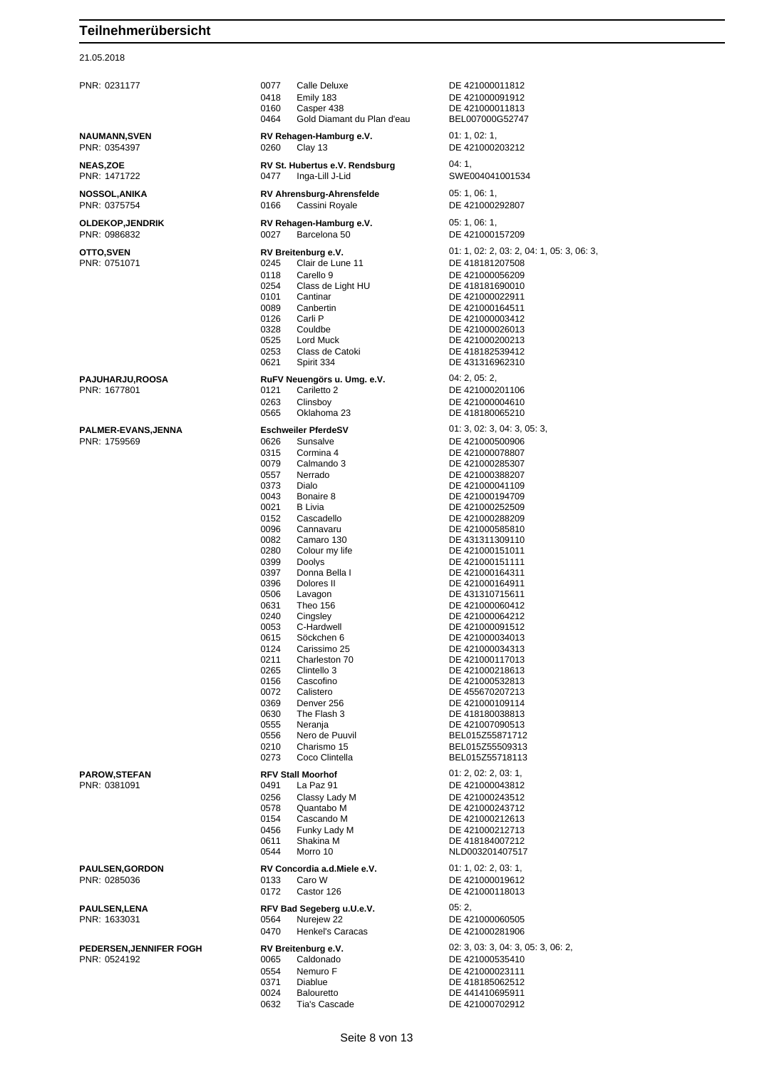# Teilnehmerübersicht

21.05.2018

| Teilnehmer | Verein / Pferd | Info |
|---|---|---|
| PNR: 0231177 | 0077 Calle Deluxe | DE 421000011812 |
| | 0418 Emily 183 | DE 421000091912 |
| | 0160 Casper 438 | DE 421000011813 |
| | 0464 Gold Diamant du Plan d'eau | BEL007000G52747 |
| **NAUMANN,SVEN** | **RV Rehagen-Hamburg e.V.** | 01: 1, 02: 1, |
| PNR: 0354397 | 0260 Clay 13 | DE 421000203212 |
| **NEAS,ZOE** | **RV St. Hubertus e.V. Rendsburg** | 04: 1, |
| PNR: 1471722 | 0477 Inga-Lill J-Lid | SWE004041001534 |
| **NOSSOL,ANIKA** | **RV Ahrensburg-Ahrensfelde** | 05: 1, 06: 1, |
| PNR: 0375754 | 0166 Cassini Royale | DE 421000292807 |
| **OLDEKOP,JENDRIK** | **RV Rehagen-Hamburg e.V.** | 05: 1, 06: 1, |
| PNR: 0986832 | 0027 Barcelona 50 | DE 421000157209 |
| **OTTO,SVEN** | **RV Breitenburg e.V.** | 01: 1, 02: 2, 03: 2, 04: 1, 05: 3, 06: 3, |
| PNR: 0751071 | 0245 Clair de Lune 11 | DE 418181207508 |
| | 0118 Carello 9 | DE 421000056209 |
| | 0254 Class de Light HU | DE 418181690010 |
| | 0101 Cantinar | DE 421000022911 |
| | 0089 Canbertin | DE 421000164511 |
| | 0126 Carli P | DE 421000003412 |
| | 0328 Couldbe | DE 421000026013 |
| | 0525 Lord Muck | DE 421000200213 |
| | 0253 Class de Catoki | DE 418182539412 |
| | 0621 Spirit 334 | DE 431316962310 |
| **PAJUHARJU,ROOSA** | **RuFV Neuengörs u. Umg. e.V.** | 04: 2, 05: 2, |
| PNR: 1677801 | 0121 Cariletto 2 | DE 421000201106 |
| | 0263 Clinsboy | DE 421000004610 |
| | 0565 Oklahoma 23 | DE 418180065210 |
| **PALMER-EVANS,JENNA** | **Eschweiler PferdeSV** | 01: 3, 02: 3, 04: 3, 05: 3, |
| PNR: 1759569 | 0626 Sunsalve | DE 421000500906 |
| | 0315 Cormina 4 | DE 421000078807 |
| | 0079 Calmando 3 | DE 421000285307 |
| | 0557 Nerrado | DE 421000388207 |
| | 0373 Dialo | DE 421000041109 |
| | 0043 Bonaire 8 | DE 421000194709 |
| | 0021 B Livia | DE 421000252509 |
| | 0152 Cascadello | DE 421000288209 |
| | 0096 Cannavaru | DE 421000585810 |
| | 0082 Camaro 130 | DE 431311309110 |
| | 0280 Colour my life | DE 421000151011 |
| | 0399 Doolys | DE 421000151111 |
| | 0397 Donna Bella I | DE 421000164311 |
| | 0396 Dolores II | DE 421000164911 |
| | 0506 Lavagon | DE 431310715611 |
| | 0631 Theo 156 | DE 421000060412 |
| | 0240 Cingsley | DE 421000064212 |
| | 0053 C-Hardwell | DE 421000091512 |
| | 0615 Söckchen 6 | DE 421000034013 |
| | 0124 Carissimo 25 | DE 421000034313 |
| | 0211 Charleston 70 | DE 421000117013 |
| | 0265 Clintello 3 | DE 421000218613 |
| | 0156 Cascofino | DE 421000532813 |
| | 0072 Calistero | DE 455670207213 |
| | 0369 Denver 256 | DE 421000109114 |
| | 0630 The Flash 3 | DE 418180038813 |
| | 0555 Neranja | DE 421007090513 |
| | 0556 Nero de Puuvil | BEL015Z55871712 |
| | 0210 Charismo 15 | BEL015Z55509313 |
| | 0273 Coco Clintella | BEL015Z55718113 |
| **PAROW,STEFAN** | **RFV Stall Moorhof** | 01: 2, 02: 2, 03: 1, |
| PNR: 0381091 | 0491 La Paz 91 | DE 421000043812 |
| | 0256 Classy Lady M | DE 421000243512 |
| | 0578 Quantabo M | DE 421000243712 |
| | 0154 Cascando M | DE 421000212613 |
| | 0456 Funky Lady M | DE 421000212713 |
| | 0611 Shakina M | DE 418184007212 |
| | 0544 Morro 10 | NLD003201407517 |
| **PAULSEN,GORDON** | **RV Concordia a.d.Miele e.V.** | 01: 1, 02: 2, 03: 1, |
| PNR: 0285036 | 0133 Caro W | DE 421000019612 |
| | 0172 Castor 126 | DE 421000118013 |
| **PAULSEN,LENA** | **RFV Bad Segeberg u.U.e.V.** | 05: 2, |
| PNR: 1633031 | 0564 Nurejew 22 | DE 421000060505 |
| | 0470 Henkel's Caracas | DE 421000281906 |
| **PEDERSEN,JENNIFER FOGH** | **RV Breitenburg e.V.** | 02: 3, 03: 3, 04: 3, 05: 3, 06: 2, |
| PNR: 0524192 | 0065 Caldonado | DE 421000535410 |
| | 0554 Nemuro F | DE 421000023111 |
| | 0371 Diablue | DE 418185062512 |
| | 0024 Balouretto | DE 441410695911 |
| | 0632 Tia's Cascade | DE 421000702912 |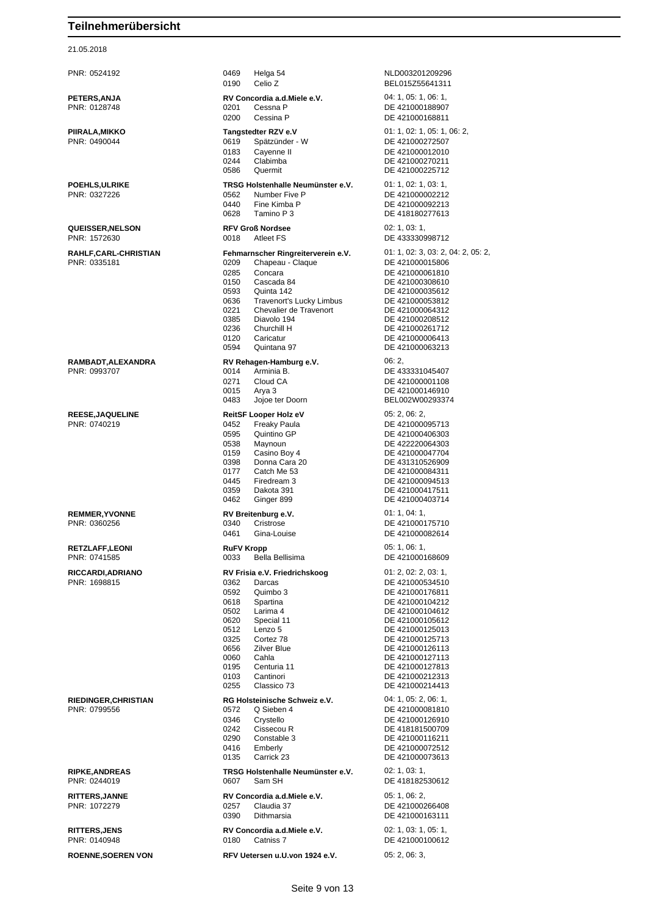# Teilnehmerübersicht

21.05.2018

| Teilnehmer | Verein / Pferde | Prüfungen / Lebensnummer |
|---|---|---|
| PNR: 0524192 | 0469 Helga 54 | NLD003201209296 |
| | 0190 Celio Z | BEL015Z55641311 |
| **PETERS,ANJA** | **RV Concordia a.d.Miele e.V.** | 04: 1, 05: 1, 06: 1, |
| PNR: 0128748 | 0201 Cessna P | DE 421000188907 |
| | 0200 Cessina P | DE 421000168811 |
| **PIIRALA,MIKKO** | **Tangstedter RZV e.V** | 01: 1, 02: 1, 05: 1, 06: 2, |
| PNR: 0490044 | 0619 Spätzünder - W | DE 421000272507 |
| | 0183 Cayenne II | DE 421000012010 |
| | 0244 Clabimba | DE 421000270211 |
| | 0586 Quermit | DE 421000225712 |
| **POEHLS,ULRIKE** | **TRSG Holstenhalle Neumünster e.V.** | 01: 1, 02: 1, 03: 1, |
| PNR: 0327226 | 0562 Number Five P | DE 421000002212 |
| | 0440 Fine Kimba P | DE 421000092213 |
| | 0628 Tamino P 3 | DE 418180277613 |
| **QUEISSER,NELSON** | **RFV Groß Nordsee** | 02: 1, 03: 1, |
| PNR: 1572630 | 0018 Atleet FS | DE 433330998712 |
| **RAHLF,CARL-CHRISTIAN** | **Fehmarnscher Ringreiterverein e.V.** | 01: 1, 02: 3, 03: 2, 04: 2, 05: 2, |
| PNR: 0335181 | 0209 Chapeau - Claque | DE 421000015806 |
| | 0285 Concara | DE 421000061810 |
| | 0150 Cascada 84 | DE 421000308610 |
| | 0593 Quinta 142 | DE 421000035612 |
| | 0636 Travenort's Lucky Limbus | DE 421000053812 |
| | 0221 Chevalier de Travenort | DE 421000064312 |
| | 0385 Diavolo 194 | DE 421000208512 |
| | 0236 Churchill H | DE 421000261712 |
| | 0120 Caricatur | DE 421000006413 |
| | 0594 Quintana 97 | DE 421000063213 |
| **RAMBADT,ALEXANDRA** | **RV Rehagen-Hamburg e.V.** | 06: 2, |
| PNR: 0993707 | 0014 Arminia B. | DE 433331045407 |
| | 0271 Cloud CA | DE 421000001108 |
| | 0015 Arya 3 | DE 421000146910 |
| | 0483 Jojoe ter Doorn | BEL002W00293374 |
| **REESE,JAQUELINE** | **ReitSF Looper Holz eV** | 05: 2, 06: 2, |
| PNR: 0740219 | 0452 Freaky Paula | DE 421000095713 |
| | 0595 Quintino GP | DE 421000406303 |
| | 0538 Maynoun | DE 422220064303 |
| | 0159 Casino Boy 4 | DE 421000047704 |
| | 0398 Donna Cara 20 | DE 431310526909 |
| | 0177 Catch Me 53 | DE 421000084311 |
| | 0445 Firedream 3 | DE 421000094513 |
| | 0359 Dakota 391 | DE 421000417511 |
| | 0462 Ginger 899 | DE 421000403714 |
| **REMMER,YVONNE** | **RV Breitenburg e.V.** | 01: 1, 04: 1, |
| PNR: 0360256 | 0340 Cristrose | DE 421000175710 |
| | 0461 Gina-Louise | DE 421000082614 |
| **RETZLAFF,LEONI** | **RuFV Kropp** | 05: 1, 06: 1, |
| PNR: 0741585 | 0033 Bella Bellisima | DE 421000168609 |
| **RICCARDI,ADRIANO** | **RV Frisia e.V. Friedrichskoog** | 01: 2, 02: 2, 03: 1, |
| PNR: 1698815 | 0362 Darcas | DE 421000534510 |
| | 0592 Quimbo 3 | DE 421000176811 |
| | 0618 Spartina | DE 421000104212 |
| | 0502 Larima 4 | DE 421000104612 |
| | 0620 Special 11 | DE 421000105612 |
| | 0512 Lenzo 5 | DE 421000125013 |
| | 0325 Cortez 78 | DE 421000125713 |
| | 0656 Zilver Blue | DE 421000126113 |
| | 0060 Cahla | DE 421000127113 |
| | 0195 Centuria 11 | DE 421000127813 |
| | 0103 Cantinori | DE 421000212313 |
| | 0255 Classico 73 | DE 421000214413 |
| **RIEDINGER,CHRISTIAN** | **RG Holsteinische Schweiz e.V.** | 04: 1, 05: 2, 06: 1, |
| PNR: 0799556 | 0572 Q Sieben 4 | DE 421000081810 |
| | 0346 Crystello | DE 421000126910 |
| | 0242 Cissecou R | DE 418181500709 |
| | 0290 Constable 3 | DE 421000116211 |
| | 0416 Emberly | DE 421000072512 |
| | 0135 Carrick 23 | DE 421000073613 |
| **RIPKE,ANDREAS** | **TRSG Holstenhalle Neumünster e.V.** | 02: 1, 03: 1, |
| PNR: 0244019 | 0607 Sam SH | DE 418182530612 |
| **RITTERS,JANNE** | **RV Concordia a.d.Miele e.V.** | 05: 1, 06: 2, |
| PNR: 1072279 | 0257 Claudia 37 | DE 421000266408 |
| | 0390 Dithmarsia | DE 421000163111 |
| **RITTERS,JENS** | **RV Concordia a.d.Miele e.V.** | 02: 1, 03: 1, 05: 1, |
| PNR: 0140948 | 0180 Catniss 7 | DE 421000100612 |
| **ROENNE,SOEREN VON** | **RFV Uetersen u.U.von 1924 e.V.** | 05: 2, 06: 3, |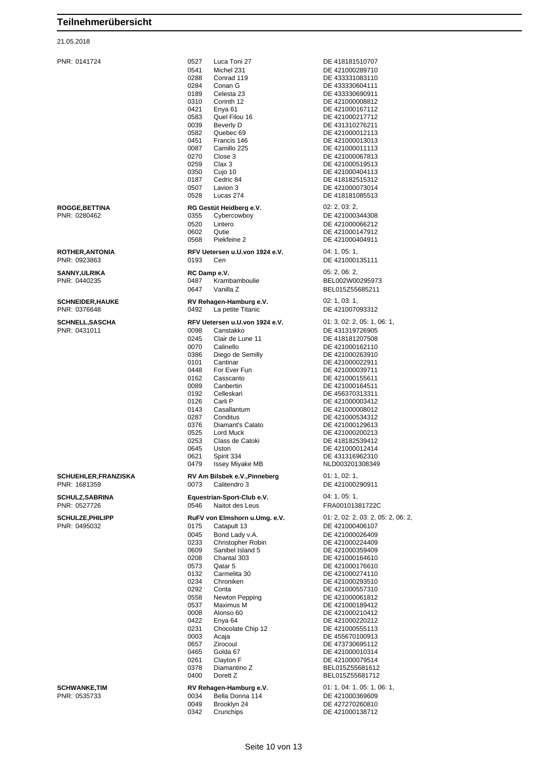# Teilnehmerübersicht

21.05.2018

| Teilnehmer | Nr. | Verein / Pferd | Info |
|---|---|---|---|
| PNR: 0141724 | 0527 | Luca Toni 27 | DE 418181510707 |
| | 0541 | Michel 231 | DE 421000289710 |
| | 0288 | Conrad 119 | DE 433331083110 |
| | 0284 | Conan G | DE 433330604111 |
| | 0189 | Celesta 23 | DE 433330690911 |
| | 0310 | Corinth 12 | DE 421000008812 |
| | 0421 | Enya 61 | DE 421000167112 |
| | 0583 | Quel Filou 16 | DE 421000217712 |
| | 0039 | Beverly D | DE 431310276211 |
| | 0582 | Quebec 69 | DE 421000012113 |
| | 0451 | Francis 146 | DE 421000013013 |
| | 0087 | Camillo 225 | DE 421000011113 |
| | 0270 | Close 3 | DE 421000067813 |
| | 0259 | Clax 3 | DE 421000519513 |
| | 0350 | Cujo 10 | DE 421000404113 |
| | 0187 | Cedric 84 | DE 418182515312 |
| | 0507 | Lavion 3 | DE 421000073014 |
| | 0528 | Lucas 274 | DE 418181085513 |
| **ROGGE,BETTINA** | | **RG Gestüt Heidberg e.V.** | 02: 2, 03: 2, |
| PNR: 0280462 | 0355 | Cybercowboy | DE 421000344308 |
| | 0520 | Lintero | DE 421000066212 |
| | 0602 | Qutie | DE 421000147912 |
| | 0568 | Piekfeine 2 | DE 421000404911 |
| **ROTHER,ANTONIA** | | **RFV Uetersen u.U.von 1924 e.V.** | 04: 1, 05: 1, |
| PNR: 0923863 | 0193 | Cen | DE 421000135111 |
| **SANNY,ULRIKA** | | **RC Damp e.V.** | 05: 2, 06: 2, |
| PNR: 0440235 | 0487 | Krambamboulie | BEL002W00295973 |
| | 0647 | Vanilla Z | BEL015Z55685211 |
| **SCHNEIDER,HAUKE** | | **RV Rehagen-Hamburg e.V.** | 02: 1, 03: 1, |
| PNR: 0376648 | 0492 | La petite Titanic | DE 421007093312 |
| **SCHNELL,SASCHA** | | **RFV Uetersen u.U.von 1924 e.V.** | 01: 3, 02: 2, 05: 1, 06: 1, |
| PNR: 0431011 | 0098 | Canstakko | DE 431319726905 |
| | 0245 | Clair de Lune 11 | DE 418181207508 |
| | 0070 | Calinello | DE 421000162110 |
| | 0386 | Diego de Semilly | DE 421000263910 |
| | 0101 | Cantinar | DE 421000022911 |
| | 0448 | For Ever Fun | DE 421000039711 |
| | 0162 | Casscanto | DE 421000155611 |
| | 0089 | Canbertin | DE 421000164511 |
| | 0192 | Celleskari | DE 456370313311 |
| | 0126 | Carli P | DE 421000003412 |
| | 0143 | Casallantum | DE 421000008012 |
| | 0287 | Conditus | DE 421000534312 |
| | 0376 | Diamant's Calato | DE 421000129613 |
| | 0525 | Lord Muck | DE 421000200213 |
| | 0253 | Class de Catoki | DE 418182539412 |
| | 0645 | Uston | DE 421000012414 |
| | 0621 | Spirit 334 | DE 431316962310 |
| | 0479 | Issey Miyake MB | NLD003201308349 |
| **SCHUEHLER,FRANZISKA** | | **RV Am Bilsbek e.V.,Pinneberg** | 01: 1, 02: 1, |
| PNR: 1681359 | 0073 | Calitendro 3 | DE 421000290911 |
| **SCHULZ,SABRINA** | | **Equestrian-Sport-Club e.V.** | 04: 1, 05: 1, |
| PNR: 0527726 | 0546 | Naitot des Leus | FRA00101381722C |
| **SCHULZE,PHILIPP** | | **RuFV von Elmshorn u.Umg. e.V.** | 01: 2, 02: 2, 03: 2, 05: 2, 06: 2, |
| PNR: 0495032 | 0175 | Catapult 13 | DE 421000406107 |
| | 0045 | Bond Lady v.A. | DE 421000026409 |
| | 0233 | Christopher Robin | DE 421000224409 |
| | 0609 | Sanibel Island 5 | DE 421000359409 |
| | 0208 | Chantal 303 | DE 421000164610 |
| | 0573 | Qatar 5 | DE 421000176610 |
| | 0132 | Carmelita 30 | DE 421000274110 |
| | 0234 | Chroniken | DE 421000293510 |
| | 0292 | Conta | DE 421000557310 |
| | 0558 | Newton Pepping | DE 421000061812 |
| | 0537 | Maximus M | DE 421000189412 |
| | 0008 | Alonso 60 | DE 421000210412 |
| | 0422 | Enya 64 | DE 421000220212 |
| | 0231 | Chocolate Chip 12 | DE 421000555113 |
| | 0003 | Acaja | DE 455670100913 |
| | 0657 | Zirocoul | DE 473730695112 |
| | 0465 | Golda 67 | DE 421000010314 |
| | 0261 | Clayton F | DE 421000079514 |
| | 0378 | Diamantino Z | BEL015Z55681612 |
| | 0400 | Dorett Z | BEL015Z55681712 |
| **SCHWANKE,TIM** | | **RV Rehagen-Hamburg e.V.** | 01: 1, 04: 1, 05: 1, 06: 1, |
| PNR: 0535733 | 0034 | Bella Donna 114 | DE 421000369609 |
| | 0049 | Brooklyn 24 | DE 427270260810 |
| | 0342 | Crunchips | DE 421000138712 |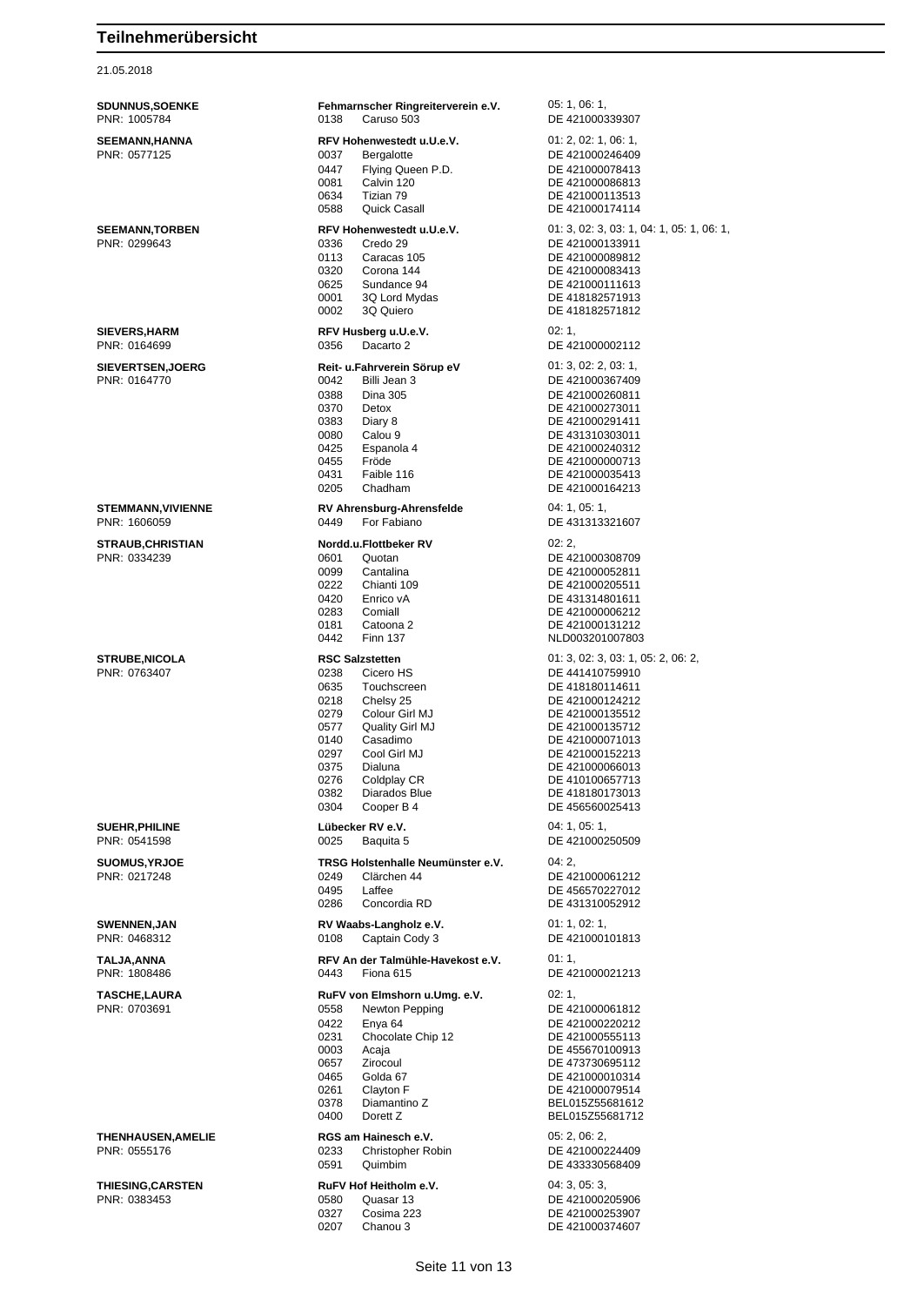# Teilnehmerübersicht

21.05.2018

| Teilnehmer | Nr. | Verein / Pferd | Prüfungen / Lebensnummer |
|---|---|---|---|
| **SDUNNUS,SOENKE** | | **Fehmarnscher Ringreiterverein e.V.** | 05: 1, 06: 1, |
| PNR: 1005784 | 0138 | Caruso 503 | DE 421000339307 |
| **SEEMANN,HANNA** | | **RFV Hohenwestedt u.U.e.V.** | 01: 2, 02: 1, 06: 1, |
| PNR: 0577125 | 0037 | Bergalotte | DE 421000246409 |
| | 0447 | Flying Queen P.D. | DE 421000078413 |
| | 0081 | Calvin 120 | DE 421000086813 |
| | 0634 | Tizian 79 | DE 421000113513 |
| | 0588 | Quick Casall | DE 421000174114 |
| **SEEMANN,TORBEN** | | **RFV Hohenwestedt u.U.e.V.** | 01: 3, 02: 3, 03: 1, 04: 1, 05: 1, 06: 1, |
| PNR: 0299643 | 0336 | Credo 29 | DE 421000133911 |
| | 0113 | Caracas 105 | DE 421000089812 |
| | 0320 | Corona 144 | DE 421000083413 |
| | 0625 | Sundance 94 | DE 421000111613 |
| | 0001 | 3Q Lord Mydas | DE 418182571913 |
| | 0002 | 3Q Quiero | DE 418182571812 |
| **SIEVERS,HARM** | | **RFV Husberg u.U.e.V.** | 02: 1, |
| PNR: 0164699 | 0356 | Dacarto 2 | DE 421000002112 |
| **SIEVERTSEN,JOERG** | | **Reit- u.Fahrverein Sörup eV** | 01: 3, 02: 2, 03: 1, |
| PNR: 0164770 | 0042 | Billi Jean 3 | DE 421000367409 |
| | 0388 | Dina 305 | DE 421000260811 |
| | 0370 | Detox | DE 421000273011 |
| | 0383 | Diary 8 | DE 421000291411 |
| | 0080 | Calou 9 | DE 431310303011 |
| | 0425 | Espanola 4 | DE 421000240312 |
| | 0455 | Fröde | DE 421000000713 |
| | 0431 | Faible 116 | DE 421000035413 |
| | 0205 | Chadham | DE 421000164213 |
| **STEMMANN,VIVIENNE** | | **RV Ahrensburg-Ahrensfelde** | 04: 1, 05: 1, |
| PNR: 1606059 | 0449 | For Fabiano | DE 431313321607 |
| **STRAUB,CHRISTIAN** | | **Nordd.u.Flottbeker RV** | 02: 2, |
| PNR: 0334239 | 0601 | Quotan | DE 421000308709 |
| | 0099 | Cantalina | DE 421000052811 |
| | 0222 | Chianti 109 | DE 421000205511 |
| | 0420 | Enrico vA | DE 431314801611 |
| | 0283 | Comiall | DE 421000006212 |
| | 0181 | Catoona 2 | DE 421000131212 |
| | 0442 | Finn 137 | NLD003201007803 |
| **STRUBE,NICOLA** | | **RSC Salzstetten** | 01: 3, 02: 3, 03: 1, 05: 2, 06: 2, |
| PNR: 0763407 | 0238 | Cicero HS | DE 441410759910 |
| | 0635 | Touchscreen | DE 418180114611 |
| | 0218 | Chelsy 25 | DE 421000124212 |
| | 0279 | Colour Girl MJ | DE 421000135512 |
| | 0577 | Quality Girl MJ | DE 421000135712 |
| | 0140 | Casadimo | DE 421000071013 |
| | 0297 | Cool Girl MJ | DE 421000152213 |
| | 0375 | Dialuna | DE 421000066013 |
| | 0276 | Coldplay CR | DE 410100657713 |
| | 0382 | Diarados Blue | DE 418180173013 |
| | 0304 | Cooper B 4 | DE 456560025413 |
| **SUEHR,PHILINE** | | **Lübecker RV e.V.** | 04: 1, 05: 1, |
| PNR: 0541598 | 0025 | Baquita 5 | DE 421000250509 |
| **SUOMUS,YRJOE** | | **TRSG Holstenhalle Neumünster e.V.** | 04: 2, |
| PNR: 0217248 | 0249 | Clärchen 44 | DE 421000061212 |
| | 0495 | Laffee | DE 456570227012 |
| | 0286 | Concordia RD | DE 431310052912 |
| **SWENNEN,JAN** | | **RV Waabs-Langholz e.V.** | 01: 1, 02: 1, |
| PNR: 0468312 | 0108 | Captain Cody 3 | DE 421000101813 |
| **TALJA,ANNA** | | **RFV An der Talmühle-Havekost e.V.** | 01: 1, |
| PNR: 1808486 | 0443 | Fiona 615 | DE 421000021213 |
| **TASCHE,LAURA** | | **RuFV von Elmshorn u.Umg. e.V.** | 02: 1, |
| PNR: 0703691 | 0558 | Newton Pepping | DE 421000061812 |
| | 0422 | Enya 64 | DE 421000220212 |
| | 0231 | Chocolate Chip 12 | DE 421000555113 |
| | 0003 | Acaja | DE 455670100913 |
| | 0657 | Zirocoul | DE 473730695112 |
| | 0465 | Golda 67 | DE 421000010314 |
| | 0261 | Clayton F | DE 421000079514 |
| | 0378 | Diamantino Z | BEL015Z55681612 |
| | 0400 | Dorett Z | BEL015Z55681712 |
| **THENHAUSEN,AMELIE** | | **RGS am Hainesch e.V.** | 05: 2, 06: 2, |
| PNR: 0555176 | 0233 | Christopher Robin | DE 421000224409 |
| | 0591 | Quimbim | DE 433330568409 |
| **THIESING,CARSTEN** | | **RuFV Hof Heitholm e.V.** | 04: 3, 05: 3, |
| PNR: 0383453 | 0580 | Quasar 13 | DE 421000205906 |
| | 0327 | Cosima 223 | DE 421000253907 |
| | 0207 | Chanou 3 | DE 421000374607 |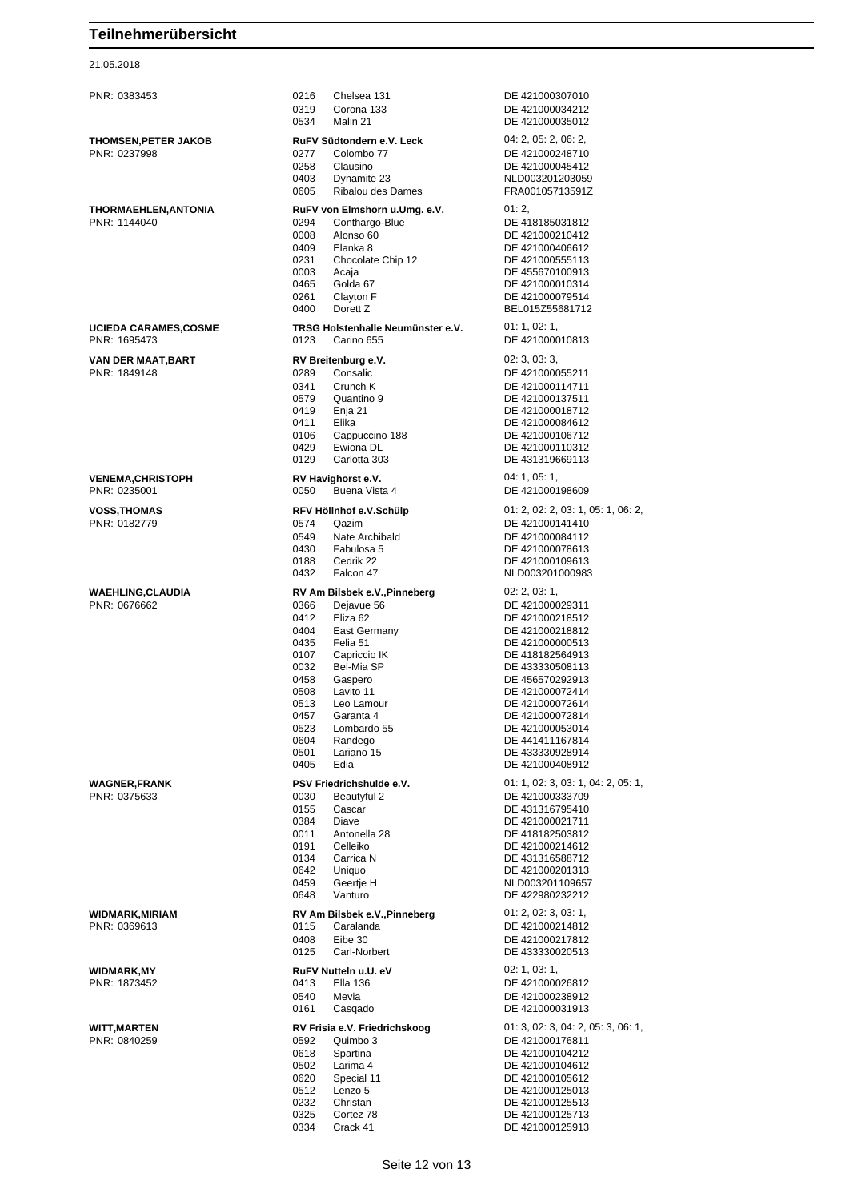# Teilnehmerübersicht

21.05.2018

| Teilnehmer | Nr. | Verein / Pferd | Info |
|---|---|---|---|
| PNR: 0383453 | 0216 | Chelsea 131 | DE 421000307010 |
| | 0319 | Corona 133 | DE 421000034212 |
| | 0534 | Malin 21 | DE 421000035012 |
| **THOMSEN,PETER JAKOB** | | **RuFV Südtondern e.V. Leck** | 04: 2, 05: 2, 06: 2, |
| PNR: 0237998 | 0277 | Colombo 77 | DE 421000248710 |
| | 0258 | Clausino | DE 421000045412 |
| | 0403 | Dynamite 23 | NLD003201203059 |
| | 0605 | Ribalou des Dames | FRA00105713591Z |
| **THORMAEHLEN,ANTONIA** | | **RuFV von Elmshorn u.Umg. e.V.** | 01: 2, |
| PNR: 1144040 | 0294 | Conthargo-Blue | DE 418185031812 |
| | 0008 | Alonso 60 | DE 421000210412 |
| | 0409 | Elanka 8 | DE 421000406612 |
| | 0231 | Chocolate Chip 12 | DE 421000555113 |
| | 0003 | Acaja | DE 455670100913 |
| | 0465 | Golda 67 | DE 421000010314 |
| | 0261 | Clayton F | DE 421000079514 |
| | 0400 | Dorett Z | BEL015Z55681712 |
| **UCIEDA CARAMES,COSME** | | **TRSG Holstenhalle Neumünster e.V.** | 01: 1, 02: 1, |
| PNR: 1695473 | 0123 | Carino 655 | DE 421000010813 |
| **VAN DER MAAT,BART** | | **RV Breitenburg e.V.** | 02: 3, 03: 3, |
| PNR: 1849148 | 0289 | Consalic | DE 421000055211 |
| | 0341 | Crunch K | DE 421000114711 |
| | 0579 | Quantino 9 | DE 421000137511 |
| | 0419 | Enja 21 | DE 421000018712 |
| | 0411 | Elika | DE 421000084612 |
| | 0106 | Cappuccino 188 | DE 421000106712 |
| | 0429 | Ewiona DL | DE 421000110312 |
| | 0129 | Carlotta 303 | DE 431319669113 |
| **VENEMA,CHRISTOPH** | | **RV Havighorst e.V.** | 04: 1, 05: 1, |
| PNR: 0235001 | 0050 | Buena Vista 4 | DE 421000198609 |
| **VOSS,THOMAS** | | **RFV Höllnhof e.V.Schülp** | 01: 2, 02: 2, 03: 1, 05: 1, 06: 2, |
| PNR: 0182779 | 0574 | Qazim | DE 421000141410 |
| | 0549 | Nate Archibald | DE 421000084112 |
| | 0430 | Fabulosa 5 | DE 421000078613 |
| | 0188 | Cedrik 22 | DE 421000109613 |
| | 0432 | Falcon 47 | NLD003201000983 |
| **WAEHLING,CLAUDIA** | | **RV Am Bilsbek e.V.,Pinneberg** | 02: 2, 03: 1, |
| PNR: 0676662 | 0366 | Dejavue 56 | DE 421000029311 |
| | 0412 | Eliza 62 | DE 421000218512 |
| | 0404 | East Germany | DE 421000218812 |
| | 0435 | Felia 51 | DE 421000000513 |
| | 0107 | Capriccio IK | DE 418182564913 |
| | 0032 | Bel-Mia SP | DE 433330508113 |
| | 0458 | Gaspero | DE 456570292913 |
| | 0508 | Lavito 11 | DE 421000072414 |
| | 0513 | Leo Lamour | DE 421000072614 |
| | 0457 | Garanta 4 | DE 421000072814 |
| | 0523 | Lombardo 55 | DE 421000053014 |
| | 0604 | Randego | DE 441411167814 |
| | 0501 | Lariano 15 | DE 433330928914 |
| | 0405 | Edia | DE 421000408912 |
| **WAGNER,FRANK** | | **PSV Friedrichshulde e.V.** | 01: 1, 02: 3, 03: 1, 04: 2, 05: 1, |
| PNR: 0375633 | 0030 | Beautyful 2 | DE 421000333709 |
| | 0155 | Cascar | DE 431316795410 |
| | 0384 | Diave | DE 421000021711 |
| | 0011 | Antonella 28 | DE 418182503812 |
| | 0191 | Celleiko | DE 421000214612 |
| | 0134 | Carrica N | DE 431316588712 |
| | 0642 | Uniquo | DE 421000201313 |
| | 0459 | Geertje H | NLD003201109657 |
| | 0648 | Vanturo | DE 422980232212 |
| **WIDMARK,MIRIAM** | | **RV Am Bilsbek e.V.,Pinneberg** | 01: 2, 02: 3, 03: 1, |
| PNR: 0369613 | 0115 | Caralanda | DE 421000214812 |
| | 0408 | Eibe 30 | DE 421000217812 |
| | 0125 | Carl-Norbert | DE 433330020513 |
| **WIDMARK,MY** | | **RuFV Nutteln u.U. eV** | 02: 1, 03: 1, |
| PNR: 1873452 | 0413 | Ella 136 | DE 421000026812 |
| | 0540 | Mevia | DE 421000238912 |
| | 0161 | Casqado | DE 421000031913 |
| **WITT,MARTEN** | | **RV Frisia e.V. Friedrichskoog** | 01: 3, 02: 3, 04: 2, 05: 3, 06: 1, |
| PNR: 0840259 | 0592 | Quimbo 3 | DE 421000176811 |
| | 0618 | Spartina | DE 421000104212 |
| | 0502 | Larima 4 | DE 421000104612 |
| | 0620 | Special 11 | DE 421000105612 |
| | 0512 | Lenzo 5 | DE 421000125013 |
| | 0232 | Christan | DE 421000125513 |
| | 0325 | Cortez 78 | DE 421000125713 |
| | 0334 | Crack 41 | DE 421000125913 |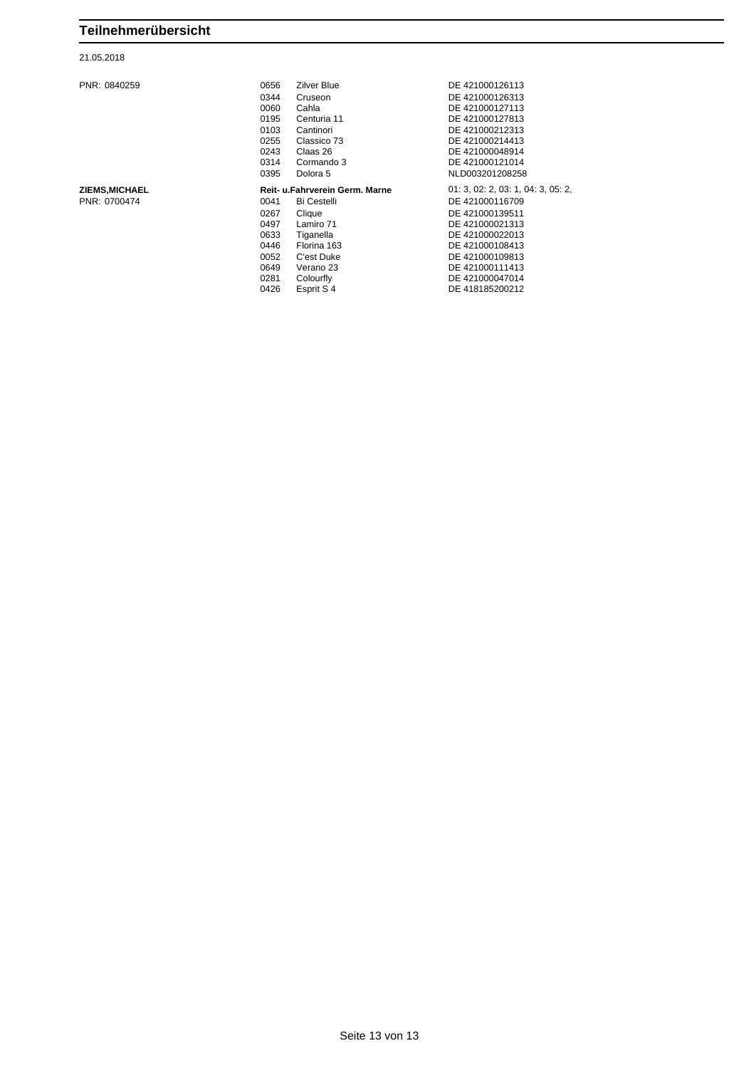## Teilnehmerübersicht

21.05.2018

| | | | |
|---|---|---|---|
| PNR: 0840259 | 0656 | Zilver Blue | DE 421000126113 |
| | 0344 | Cruseon | DE 421000126313 |
| | 0060 | Cahla | DE 421000127113 |
| | 0195 | Centuria 11 | DE 421000127813 |
| | 0103 | Cantinori | DE 421000212313 |
| | 0255 | Classico 73 | DE 421000214413 |
| | 0243 | Claas 26 | DE 421000048914 |
| | 0314 | Cormando 3 | DE 421000121014 |
| | 0395 | Dolora 5 | NLD003201208258 |
| **ZIEMS,MICHAEL** | **Reit- u.Fahrverein Germ. Marne** | | 01: 3, 02: 2, 03: 1, 04: 3, 05: 2, |
| PNR: 0700474 | 0041 | Bi Cestelli | DE 421000116709 |
| | 0267 | Clique | DE 421000139511 |
| | 0497 | Lamiro 71 | DE 421000021313 |
| | 0633 | Tiganella | DE 421000022013 |
| | 0446 | Florina 163 | DE 421000108413 |
| | 0052 | C'est Duke | DE 421000109813 |
| | 0649 | Verano 23 | DE 421000111413 |
| | 0281 | Colourfly | DE 421000047014 |
| | 0426 | Esprit S 4 | DE 418185200212 |